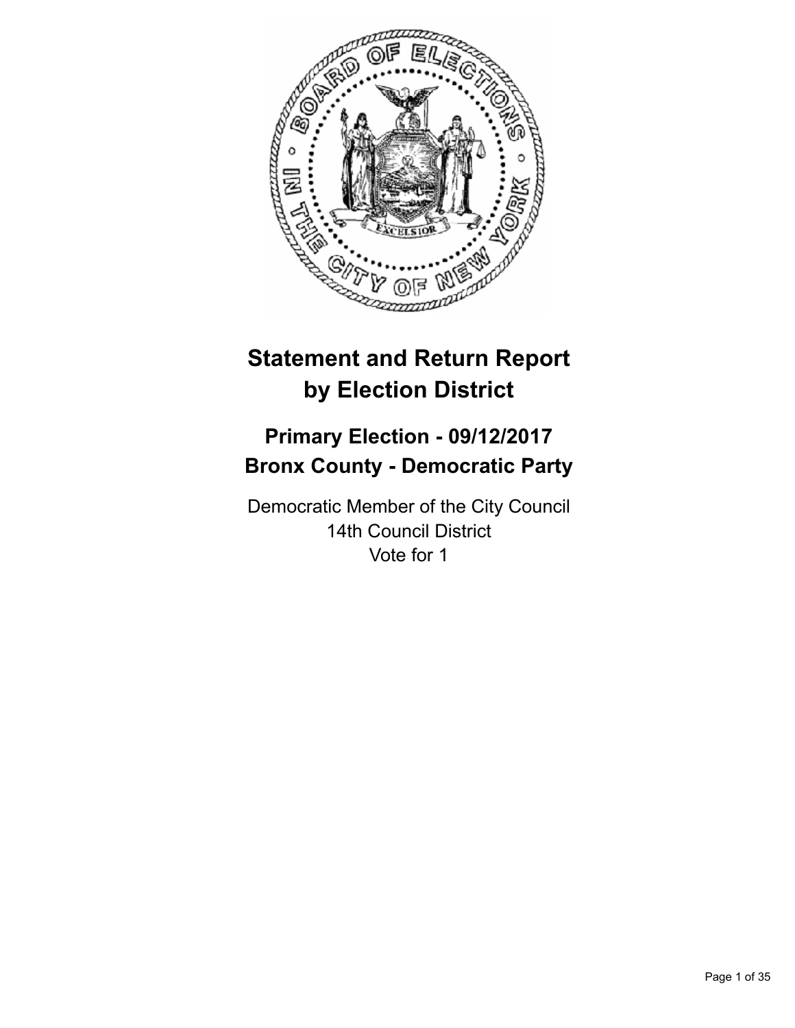# Statement and Return Report by Election District

## Primary Election - 09/12/2017
## Bronx County - Democratic Party

Democratic Member of the City Council
14th Council District
Vote for 1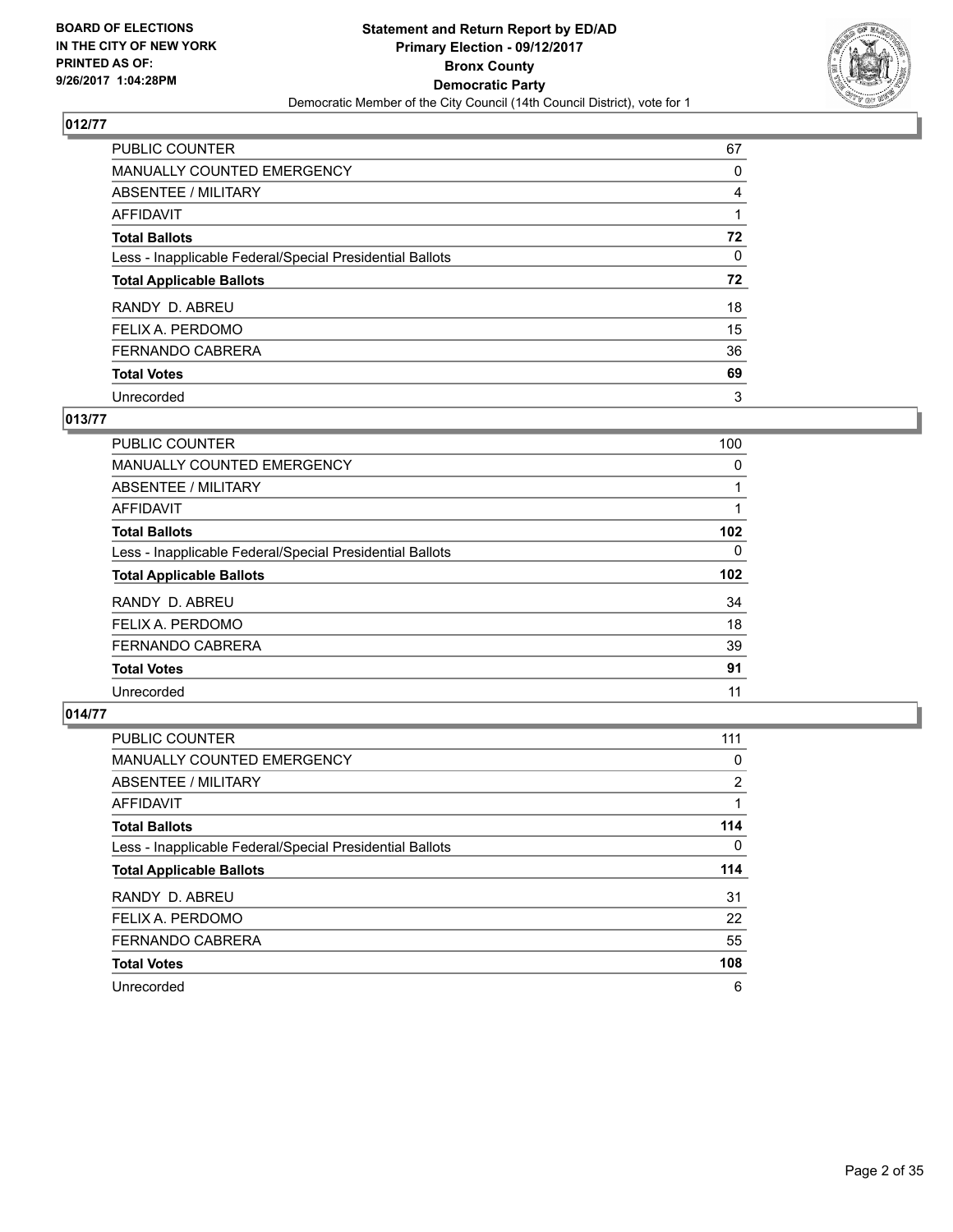**BOARD OF ELECTIONS IN THE CITY OF NEW YORK PRINTED AS OF: 9/26/2017 1:04:28PM**

**Statement and Return Report by ED/AD**
**Primary Election - 09/12/2017**
**Bronx County**
**Democratic Party**
Democratic Member of the City Council (14th Council District), vote for 1

## 012/77

| | |
|---|---|
| PUBLIC COUNTER | 67 |
| MANUALLY COUNTED EMERGENCY | 0 |
| ABSENTEE / MILITARY | 4 |
| AFFIDAVIT | 1 |
| **Total Ballots** | **72** |
| Less - Inapplicable Federal/Special Presidential Ballots | 0 |
| **Total Applicable Ballots** | **72** |
| RANDY D. ABREU | 18 |
| FELIX A. PERDOMO | 15 |
| FERNANDO CABRERA | 36 |
| **Total Votes** | **69** |
| Unrecorded | 3 |

## 013/77

| | |
|---|---|
| PUBLIC COUNTER | 100 |
| MANUALLY COUNTED EMERGENCY | 0 |
| ABSENTEE / MILITARY | 1 |
| AFFIDAVIT | 1 |
| **Total Ballots** | **102** |
| Less - Inapplicable Federal/Special Presidential Ballots | 0 |
| **Total Applicable Ballots** | **102** |
| RANDY D. ABREU | 34 |
| FELIX A. PERDOMO | 18 |
| FERNANDO CABRERA | 39 |
| **Total Votes** | **91** |
| Unrecorded | 11 |

## 014/77

| | |
|---|---|
| PUBLIC COUNTER | 111 |
| MANUALLY COUNTED EMERGENCY | 0 |
| ABSENTEE / MILITARY | 2 |
| AFFIDAVIT | 1 |
| **Total Ballots** | **114** |
| Less - Inapplicable Federal/Special Presidential Ballots | 0 |
| **Total Applicable Ballots** | **114** |
| RANDY D. ABREU | 31 |
| FELIX A. PERDOMO | 22 |
| FERNANDO CABRERA | 55 |
| **Total Votes** | **108** |
| Unrecorded | 6 |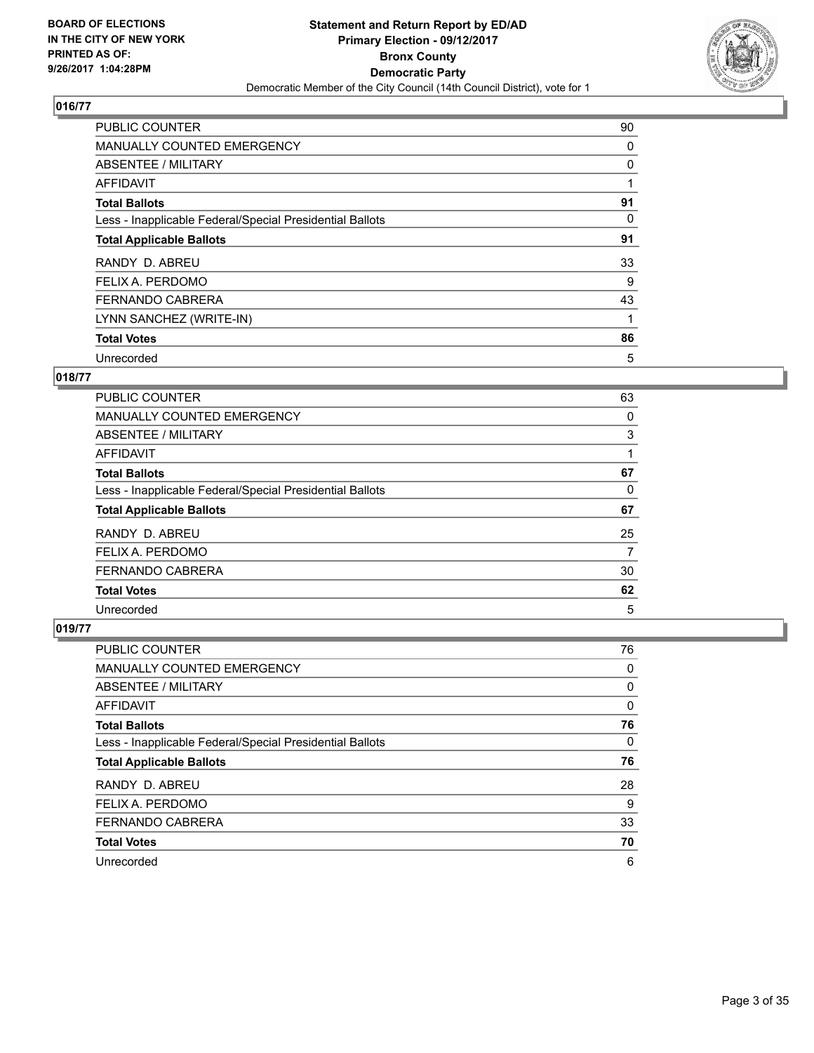**BOARD OF ELECTIONS IN THE CITY OF NEW YORK PRINTED AS OF: 9/26/2017 1:04:28PM**

**Statement and Return Report by ED/AD**
**Primary Election - 09/12/2017**
**Bronx County**
**Democratic Party**
Democratic Member of the City Council (14th Council District), vote for 1

## 016/77

| | |
|---|---|
| PUBLIC COUNTER | 90 |
| MANUALLY COUNTED EMERGENCY | 0 |
| ABSENTEE / MILITARY | 0 |
| AFFIDAVIT | 1 |
| **Total Ballots** | **91** |
| Less - Inapplicable Federal/Special Presidential Ballots | 0 |
| **Total Applicable Ballots** | **91** |
| RANDY D. ABREU | 33 |
| FELIX A. PERDOMO | 9 |
| FERNANDO CABRERA | 43 |
| LYNN SANCHEZ (WRITE-IN) | 1 |
| **Total Votes** | **86** |
| Unrecorded | 5 |

## 018/77

| | |
|---|---|
| PUBLIC COUNTER | 63 |
| MANUALLY COUNTED EMERGENCY | 0 |
| ABSENTEE / MILITARY | 3 |
| AFFIDAVIT | 1 |
| **Total Ballots** | **67** |
| Less - Inapplicable Federal/Special Presidential Ballots | 0 |
| **Total Applicable Ballots** | **67** |
| RANDY D. ABREU | 25 |
| FELIX A. PERDOMO | 7 |
| FERNANDO CABRERA | 30 |
| **Total Votes** | **62** |
| Unrecorded | 5 |

## 019/77

| | |
|---|---|
| PUBLIC COUNTER | 76 |
| MANUALLY COUNTED EMERGENCY | 0 |
| ABSENTEE / MILITARY | 0 |
| AFFIDAVIT | 0 |
| **Total Ballots** | **76** |
| Less - Inapplicable Federal/Special Presidential Ballots | 0 |
| **Total Applicable Ballots** | **76** |
| RANDY D. ABREU | 28 |
| FELIX A. PERDOMO | 9 |
| FERNANDO CABRERA | 33 |
| **Total Votes** | **70** |
| Unrecorded | 6 |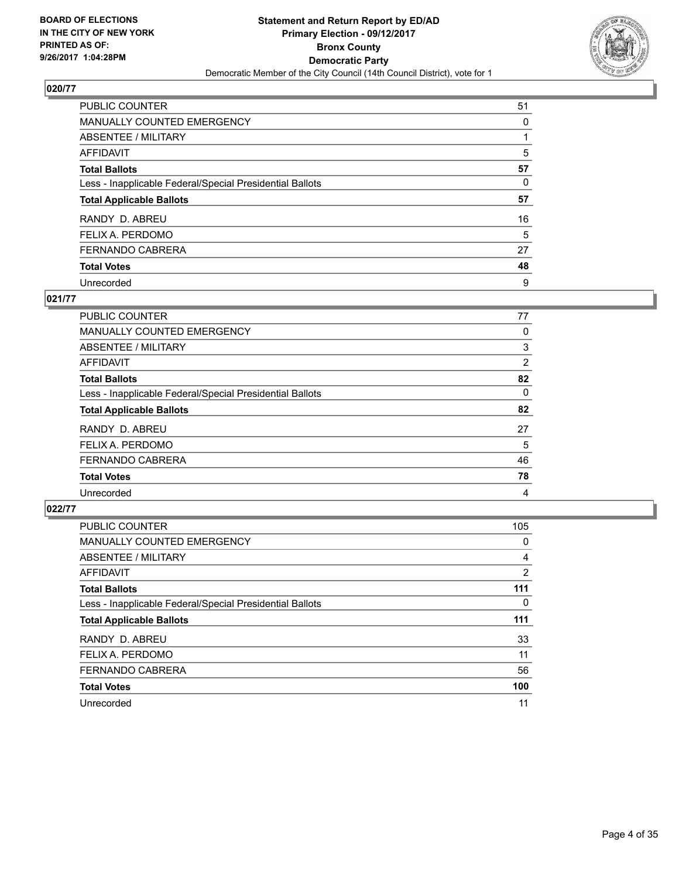**BOARD OF ELECTIONS IN THE CITY OF NEW YORK PRINTED AS OF: 9/26/2017 1:04:28PM**

**Statement and Return Report by ED/AD**
**Primary Election - 09/12/2017**
**Bronx County**
**Democratic Party**
Democratic Member of the City Council (14th Council District), vote for 1

### 020/77

| | |
|---|---|
| PUBLIC COUNTER | 51 |
| MANUALLY COUNTED EMERGENCY | 0 |
| ABSENTEE / MILITARY | 1 |
| AFFIDAVIT | 5 |
| **Total Ballots** | **57** |
| Less - Inapplicable Federal/Special Presidential Ballots | 0 |
| **Total Applicable Ballots** | **57** |
| RANDY D. ABREU | 16 |
| FELIX A. PERDOMO | 5 |
| FERNANDO CABRERA | 27 |
| **Total Votes** | **48** |
| Unrecorded | 9 |

### 021/77

| | |
|---|---|
| PUBLIC COUNTER | 77 |
| MANUALLY COUNTED EMERGENCY | 0 |
| ABSENTEE / MILITARY | 3 |
| AFFIDAVIT | 2 |
| **Total Ballots** | **82** |
| Less - Inapplicable Federal/Special Presidential Ballots | 0 |
| **Total Applicable Ballots** | **82** |
| RANDY D. ABREU | 27 |
| FELIX A. PERDOMO | 5 |
| FERNANDO CABRERA | 46 |
| **Total Votes** | **78** |
| Unrecorded | 4 |

### 022/77

| | |
|---|---|
| PUBLIC COUNTER | 105 |
| MANUALLY COUNTED EMERGENCY | 0 |
| ABSENTEE / MILITARY | 4 |
| AFFIDAVIT | 2 |
| **Total Ballots** | **111** |
| Less - Inapplicable Federal/Special Presidential Ballots | 0 |
| **Total Applicable Ballots** | **111** |
| RANDY D. ABREU | 33 |
| FELIX A. PERDOMO | 11 |
| FERNANDO CABRERA | 56 |
| **Total Votes** | **100** |
| Unrecorded | 11 |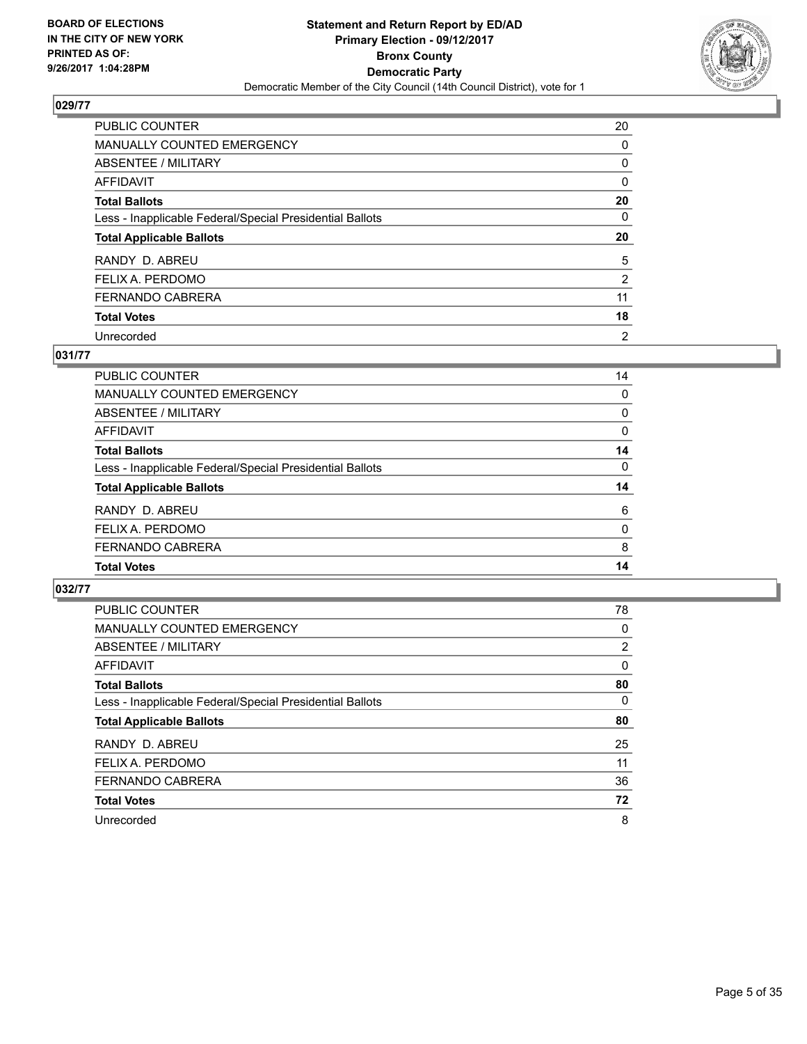**BOARD OF ELECTIONS IN THE CITY OF NEW YORK PRINTED AS OF: 9/26/2017 1:04:28PM**

**Statement and Return Report by ED/AD Primary Election - 09/12/2017 Bronx County Democratic Party**

Democratic Member of the City Council (14th Council District), vote for 1

## 029/77

| | |
|---|---|
| PUBLIC COUNTER | 20 |
| MANUALLY COUNTED EMERGENCY | 0 |
| ABSENTEE / MILITARY | 0 |
| AFFIDAVIT | 0 |
| **Total Ballots** | **20** |
| Less - Inapplicable Federal/Special Presidential Ballots | 0 |
| **Total Applicable Ballots** | **20** |
| RANDY D. ABREU | 5 |
| FELIX A. PERDOMO | 2 |
| FERNANDO CABRERA | 11 |
| **Total Votes** | **18** |
| Unrecorded | 2 |

## 031/77

| | |
|---|---|
| PUBLIC COUNTER | 14 |
| MANUALLY COUNTED EMERGENCY | 0 |
| ABSENTEE / MILITARY | 0 |
| AFFIDAVIT | 0 |
| **Total Ballots** | **14** |
| Less - Inapplicable Federal/Special Presidential Ballots | 0 |
| **Total Applicable Ballots** | **14** |
| RANDY D. ABREU | 6 |
| FELIX A. PERDOMO | 0 |
| FERNANDO CABRERA | 8 |
| **Total Votes** | **14** |

## 032/77

| | |
|---|---|
| PUBLIC COUNTER | 78 |
| MANUALLY COUNTED EMERGENCY | 0 |
| ABSENTEE / MILITARY | 2 |
| AFFIDAVIT | 0 |
| **Total Ballots** | **80** |
| Less - Inapplicable Federal/Special Presidential Ballots | 0 |
| **Total Applicable Ballots** | **80** |
| RANDY D. ABREU | 25 |
| FELIX A. PERDOMO | 11 |
| FERNANDO CABRERA | 36 |
| **Total Votes** | **72** |
| Unrecorded | 8 |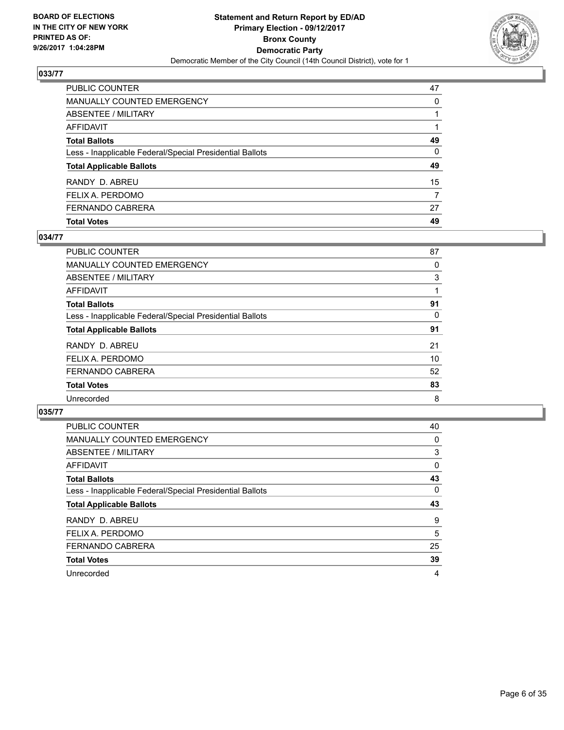**BOARD OF ELECTIONS IN THE CITY OF NEW YORK PRINTED AS OF: 9/26/2017 1:04:28PM**

# Statement and Return Report by ED/AD
## Primary Election - 09/12/2017
## Bronx County
## Democratic Party
Democratic Member of the City Council (14th Council District), vote for 1

### 033/77

| | |
|---|---|
| PUBLIC COUNTER | 47 |
| MANUALLY COUNTED EMERGENCY | 0 |
| ABSENTEE / MILITARY | 1 |
| AFFIDAVIT | 1 |
| **Total Ballots** | **49** |
| Less - Inapplicable Federal/Special Presidential Ballots | 0 |
| **Total Applicable Ballots** | **49** |
| RANDY D. ABREU | 15 |
| FELIX A. PERDOMO | 7 |
| FERNANDO CABRERA | 27 |
| **Total Votes** | **49** |

### 034/77

| | |
|---|---|
| PUBLIC COUNTER | 87 |
| MANUALLY COUNTED EMERGENCY | 0 |
| ABSENTEE / MILITARY | 3 |
| AFFIDAVIT | 1 |
| **Total Ballots** | **91** |
| Less - Inapplicable Federal/Special Presidential Ballots | 0 |
| **Total Applicable Ballots** | **91** |
| RANDY D. ABREU | 21 |
| FELIX A. PERDOMO | 10 |
| FERNANDO CABRERA | 52 |
| **Total Votes** | **83** |
| Unrecorded | 8 |

### 035/77

| | |
|---|---|
| PUBLIC COUNTER | 40 |
| MANUALLY COUNTED EMERGENCY | 0 |
| ABSENTEE / MILITARY | 3 |
| AFFIDAVIT | 0 |
| **Total Ballots** | **43** |
| Less - Inapplicable Federal/Special Presidential Ballots | 0 |
| **Total Applicable Ballots** | **43** |
| RANDY D. ABREU | 9 |
| FELIX A. PERDOMO | 5 |
| FERNANDO CABRERA | 25 |
| **Total Votes** | **39** |
| Unrecorded | 4 |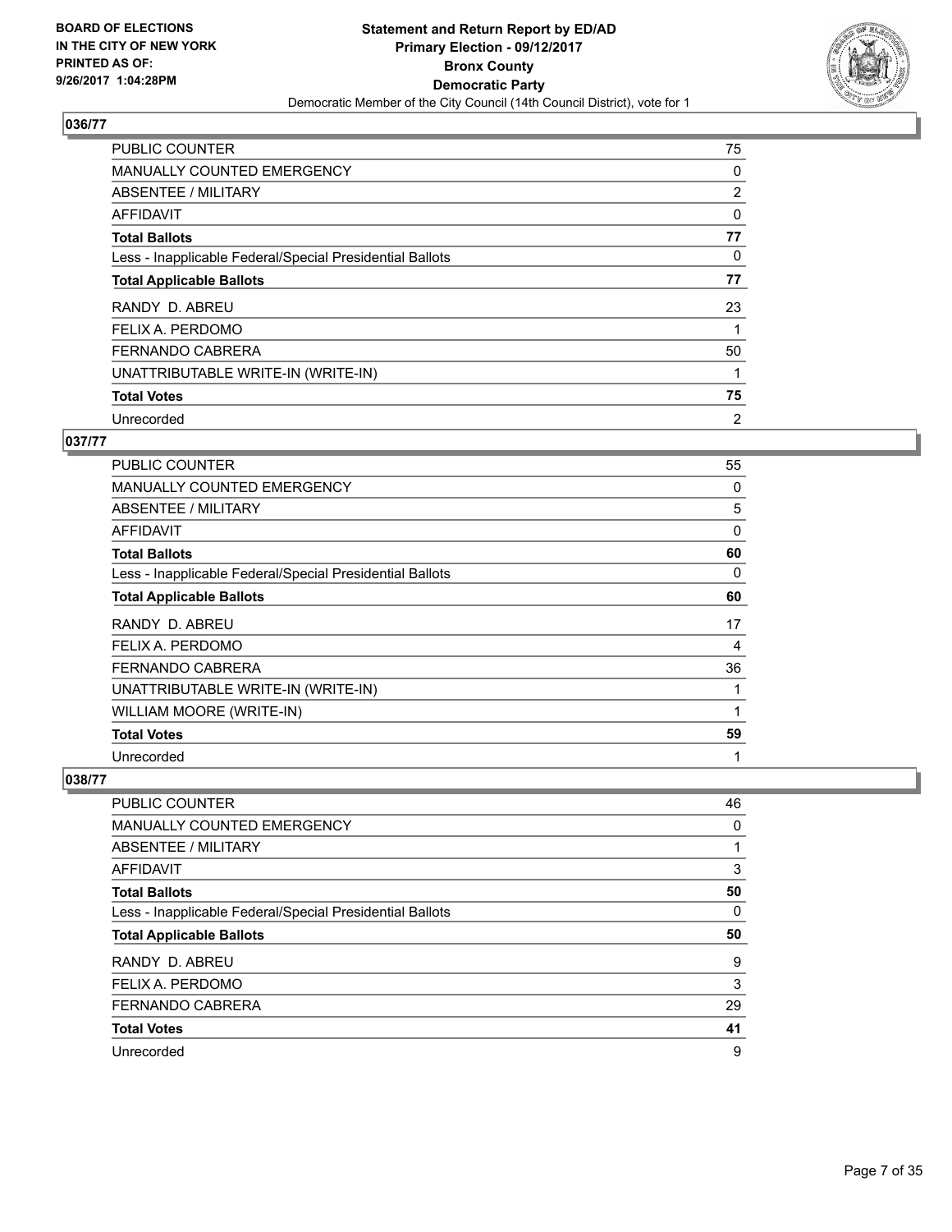## 036/77

| | |
|---|---|
| PUBLIC COUNTER | 75 |
| MANUALLY COUNTED EMERGENCY | 0 |
| ABSENTEE / MILITARY | 2 |
| AFFIDAVIT | 0 |
| **Total Ballots** | **77** |
| Less - Inapplicable Federal/Special Presidential Ballots | 0 |
| **Total Applicable Ballots** | **77** |
| RANDY D. ABREU | 23 |
| FELIX A. PERDOMO | 1 |
| FERNANDO CABRERA | 50 |
| UNATTRIBUTABLE WRITE-IN (WRITE-IN) | 1 |
| **Total Votes** | **75** |
| Unrecorded | 2 |

## 037/77

| | |
|---|---|
| PUBLIC COUNTER | 55 |
| MANUALLY COUNTED EMERGENCY | 0 |
| ABSENTEE / MILITARY | 5 |
| AFFIDAVIT | 0 |
| **Total Ballots** | **60** |
| Less - Inapplicable Federal/Special Presidential Ballots | 0 |
| **Total Applicable Ballots** | **60** |
| RANDY D. ABREU | 17 |
| FELIX A. PERDOMO | 4 |
| FERNANDO CABRERA | 36 |
| UNATTRIBUTABLE WRITE-IN (WRITE-IN) | 1 |
| WILLIAM MOORE (WRITE-IN) | 1 |
| **Total Votes** | **59** |
| Unrecorded | 1 |

## 038/77

| | |
|---|---|
| PUBLIC COUNTER | 46 |
| MANUALLY COUNTED EMERGENCY | 0 |
| ABSENTEE / MILITARY | 1 |
| AFFIDAVIT | 3 |
| **Total Ballots** | **50** |
| Less - Inapplicable Federal/Special Presidential Ballots | 0 |
| **Total Applicable Ballots** | **50** |
| RANDY D. ABREU | 9 |
| FELIX A. PERDOMO | 3 |
| FERNANDO CABRERA | 29 |
| **Total Votes** | **41** |
| Unrecorded | 9 |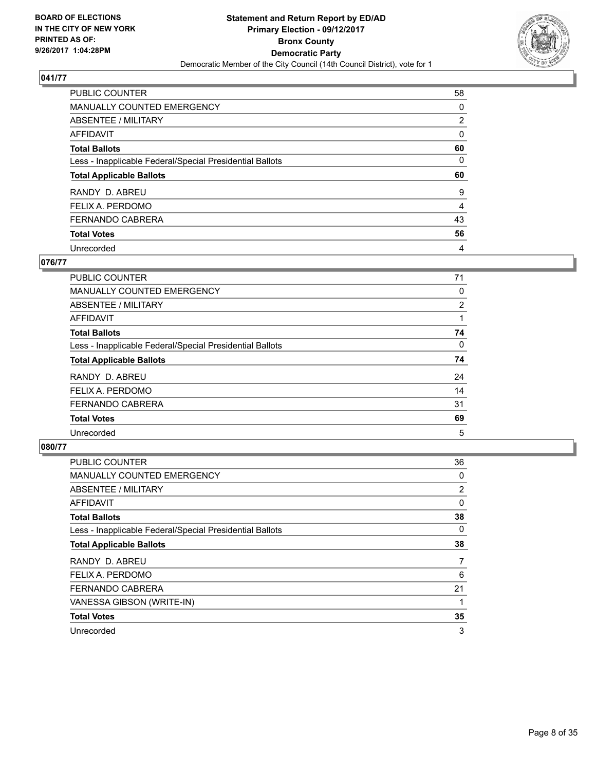BOARD OF ELECTIONS
IN THE CITY OF NEW YORK
PRINTED AS OF:
9/26/2017 1:04:28PM

**Statement and Return Report by ED/AD**
**Primary Election - 09/12/2017**
**Bronx County**
**Democratic Party**
Democratic Member of the City Council (14th Council District), vote for 1

### 041/77

| | |
|---|---|
| PUBLIC COUNTER | 58 |
| MANUALLY COUNTED EMERGENCY | 0 |
| ABSENTEE / MILITARY | 2 |
| AFFIDAVIT | 0 |
| **Total Ballots** | **60** |
| Less - Inapplicable Federal/Special Presidential Ballots | 0 |
| **Total Applicable Ballots** | **60** |
| RANDY D. ABREU | 9 |
| FELIX A. PERDOMO | 4 |
| FERNANDO CABRERA | 43 |
| **Total Votes** | **56** |
| Unrecorded | 4 |

### 076/77

| | |
|---|---|
| PUBLIC COUNTER | 71 |
| MANUALLY COUNTED EMERGENCY | 0 |
| ABSENTEE / MILITARY | 2 |
| AFFIDAVIT | 1 |
| **Total Ballots** | **74** |
| Less - Inapplicable Federal/Special Presidential Ballots | 0 |
| **Total Applicable Ballots** | **74** |
| RANDY D. ABREU | 24 |
| FELIX A. PERDOMO | 14 |
| FERNANDO CABRERA | 31 |
| **Total Votes** | **69** |
| Unrecorded | 5 |

### 080/77

| | |
|---|---|
| PUBLIC COUNTER | 36 |
| MANUALLY COUNTED EMERGENCY | 0 |
| ABSENTEE / MILITARY | 2 |
| AFFIDAVIT | 0 |
| **Total Ballots** | **38** |
| Less - Inapplicable Federal/Special Presidential Ballots | 0 |
| **Total Applicable Ballots** | **38** |
| RANDY D. ABREU | 7 |
| FELIX A. PERDOMO | 6 |
| FERNANDO CABRERA | 21 |
| VANESSA GIBSON (WRITE-IN) | 1 |
| **Total Votes** | **35** |
| Unrecorded | 3 |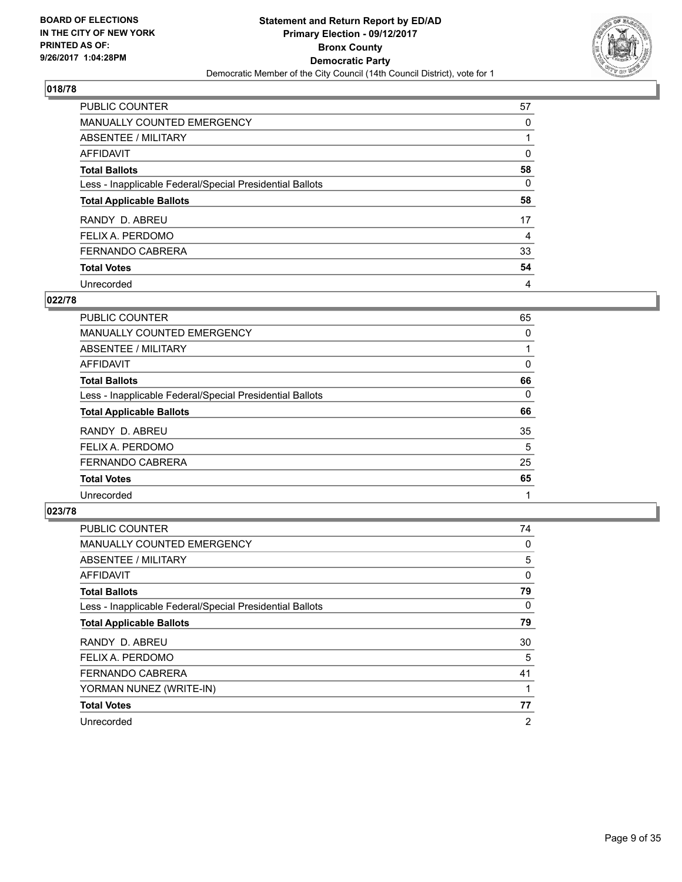## 018/78

| | |
|---|---|
| PUBLIC COUNTER | 57 |
| MANUALLY COUNTED EMERGENCY | 0 |
| ABSENTEE / MILITARY | 1 |
| AFFIDAVIT | 0 |
| **Total Ballots** | **58** |
| Less - Inapplicable Federal/Special Presidential Ballots | 0 |
| **Total Applicable Ballots** | **58** |
| RANDY D. ABREU | 17 |
| FELIX A. PERDOMO | 4 |
| FERNANDO CABRERA | 33 |
| **Total Votes** | **54** |
| Unrecorded | 4 |

## 022/78

| | |
|---|---|
| PUBLIC COUNTER | 65 |
| MANUALLY COUNTED EMERGENCY | 0 |
| ABSENTEE / MILITARY | 1 |
| AFFIDAVIT | 0 |
| **Total Ballots** | **66** |
| Less - Inapplicable Federal/Special Presidential Ballots | 0 |
| **Total Applicable Ballots** | **66** |
| RANDY D. ABREU | 35 |
| FELIX A. PERDOMO | 5 |
| FERNANDO CABRERA | 25 |
| **Total Votes** | **65** |
| Unrecorded | 1 |

## 023/78

| | |
|---|---|
| PUBLIC COUNTER | 74 |
| MANUALLY COUNTED EMERGENCY | 0 |
| ABSENTEE / MILITARY | 5 |
| AFFIDAVIT | 0 |
| **Total Ballots** | **79** |
| Less - Inapplicable Federal/Special Presidential Ballots | 0 |
| **Total Applicable Ballots** | **79** |
| RANDY D. ABREU | 30 |
| FELIX A. PERDOMO | 5 |
| FERNANDO CABRERA | 41 |
| YORMAN NUNEZ (WRITE-IN) | 1 |
| **Total Votes** | **77** |
| Unrecorded | 2 |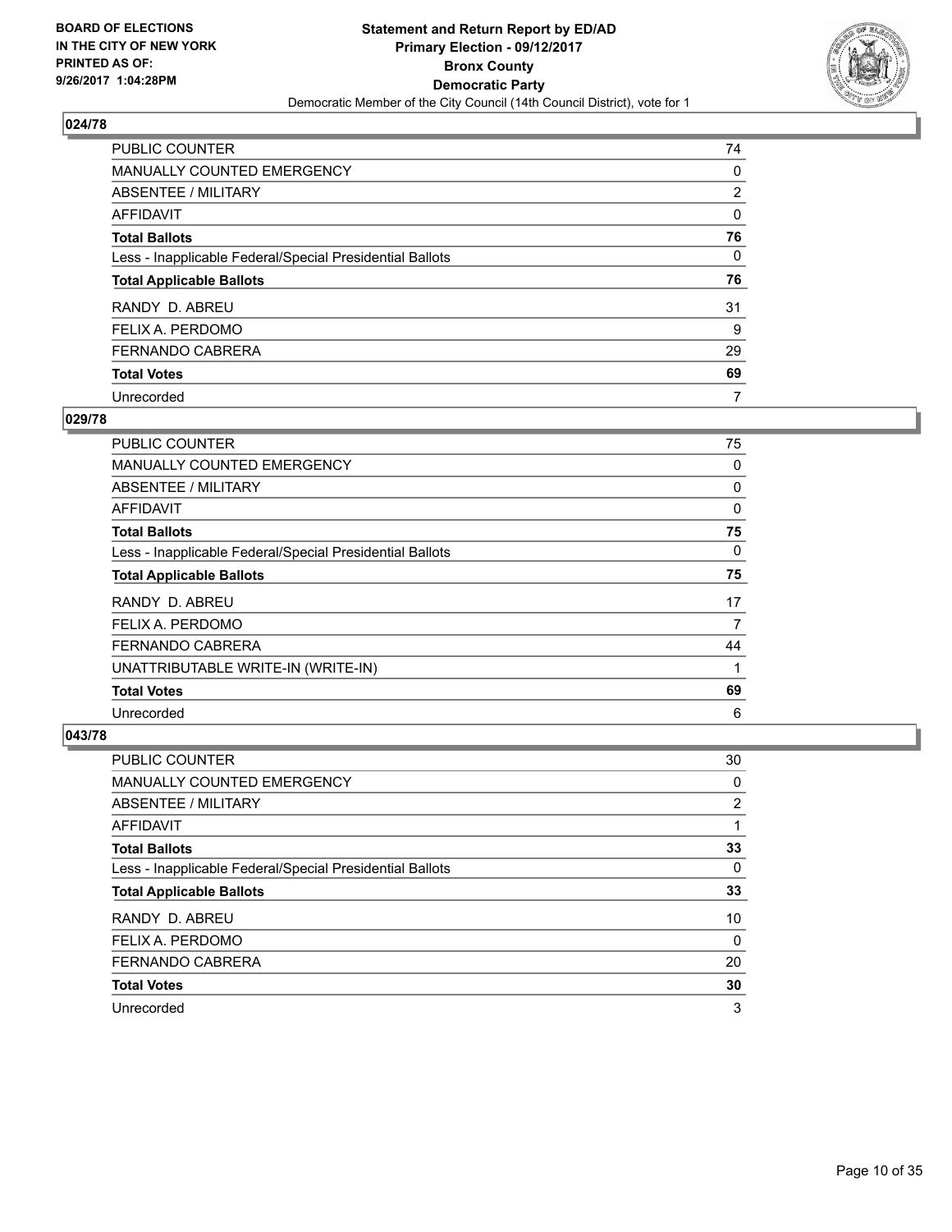**BOARD OF ELECTIONS IN THE CITY OF NEW YORK PRINTED AS OF: 9/26/2017 1:04:28PM**

**Statement and Return Report by ED/AD Primary Election - 09/12/2017 Bronx County Democratic Party**

Democratic Member of the City Council (14th Council District), vote for 1

## 024/78

| | |
|---|---|
| PUBLIC COUNTER | 74 |
| MANUALLY COUNTED EMERGENCY | 0 |
| ABSENTEE / MILITARY | 2 |
| AFFIDAVIT | 0 |
| **Total Ballots** | **76** |
| Less - Inapplicable Federal/Special Presidential Ballots | 0 |
| **Total Applicable Ballots** | **76** |
| RANDY D. ABREU | 31 |
| FELIX A. PERDOMO | 9 |
| FERNANDO CABRERA | 29 |
| **Total Votes** | **69** |
| Unrecorded | 7 |

## 029/78

| | |
|---|---|
| PUBLIC COUNTER | 75 |
| MANUALLY COUNTED EMERGENCY | 0 |
| ABSENTEE / MILITARY | 0 |
| AFFIDAVIT | 0 |
| **Total Ballots** | **75** |
| Less - Inapplicable Federal/Special Presidential Ballots | 0 |
| **Total Applicable Ballots** | **75** |
| RANDY D. ABREU | 17 |
| FELIX A. PERDOMO | 7 |
| FERNANDO CABRERA | 44 |
| UNATTRIBUTABLE WRITE-IN (WRITE-IN) | 1 |
| **Total Votes** | **69** |
| Unrecorded | 6 |

## 043/78

| | |
|---|---|
| PUBLIC COUNTER | 30 |
| MANUALLY COUNTED EMERGENCY | 0 |
| ABSENTEE / MILITARY | 2 |
| AFFIDAVIT | 1 |
| **Total Ballots** | **33** |
| Less - Inapplicable Federal/Special Presidential Ballots | 0 |
| **Total Applicable Ballots** | **33** |
| RANDY D. ABREU | 10 |
| FELIX A. PERDOMO | 0 |
| FERNANDO CABRERA | 20 |
| **Total Votes** | **30** |
| Unrecorded | 3 |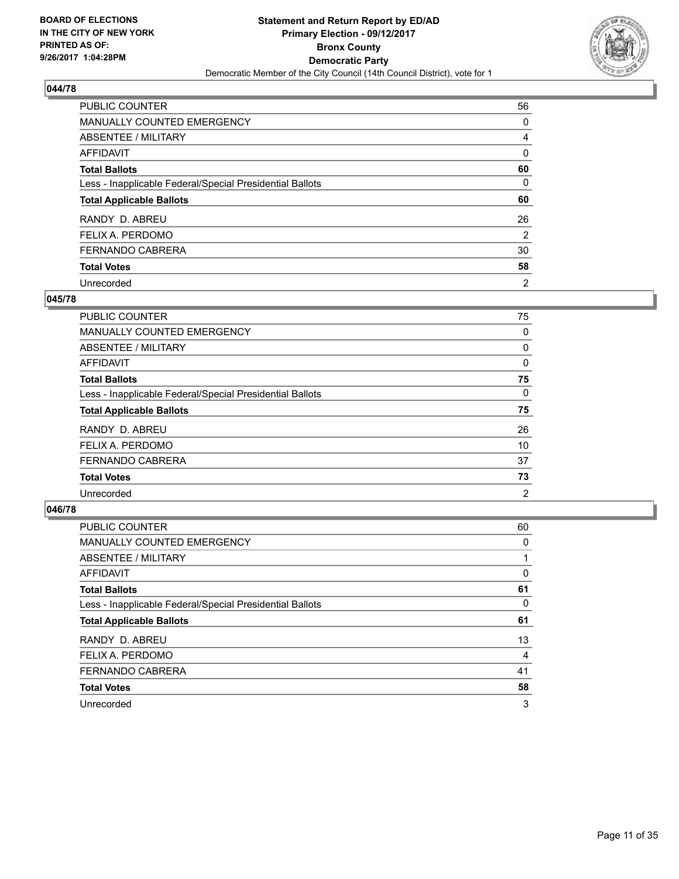**BOARD OF ELECTIONS IN THE CITY OF NEW YORK PRINTED AS OF: 9/26/2017 1:04:28PM**

**Statement and Return Report by ED/AD Primary Election - 09/12/2017 Bronx County Democratic Party**

Democratic Member of the City Council (14th Council District), vote for 1

### 044/78

| | |
|---|---|
| PUBLIC COUNTER | 56 |
| MANUALLY COUNTED EMERGENCY | 0 |
| ABSENTEE / MILITARY | 4 |
| AFFIDAVIT | 0 |
| **Total Ballots** | **60** |
| Less - Inapplicable Federal/Special Presidential Ballots | 0 |
| **Total Applicable Ballots** | **60** |
| RANDY D. ABREU | 26 |
| FELIX A. PERDOMO | 2 |
| FERNANDO CABRERA | 30 |
| **Total Votes** | **58** |
| Unrecorded | 2 |

### 045/78

| | |
|---|---|
| PUBLIC COUNTER | 75 |
| MANUALLY COUNTED EMERGENCY | 0 |
| ABSENTEE / MILITARY | 0 |
| AFFIDAVIT | 0 |
| **Total Ballots** | **75** |
| Less - Inapplicable Federal/Special Presidential Ballots | 0 |
| **Total Applicable Ballots** | **75** |
| RANDY D. ABREU | 26 |
| FELIX A. PERDOMO | 10 |
| FERNANDO CABRERA | 37 |
| **Total Votes** | **73** |
| Unrecorded | 2 |

### 046/78

| | |
|---|---|
| PUBLIC COUNTER | 60 |
| MANUALLY COUNTED EMERGENCY | 0 |
| ABSENTEE / MILITARY | 1 |
| AFFIDAVIT | 0 |
| **Total Ballots** | **61** |
| Less - Inapplicable Federal/Special Presidential Ballots | 0 |
| **Total Applicable Ballots** | **61** |
| RANDY D. ABREU | 13 |
| FELIX A. PERDOMO | 4 |
| FERNANDO CABRERA | 41 |
| **Total Votes** | **58** |
| Unrecorded | 3 |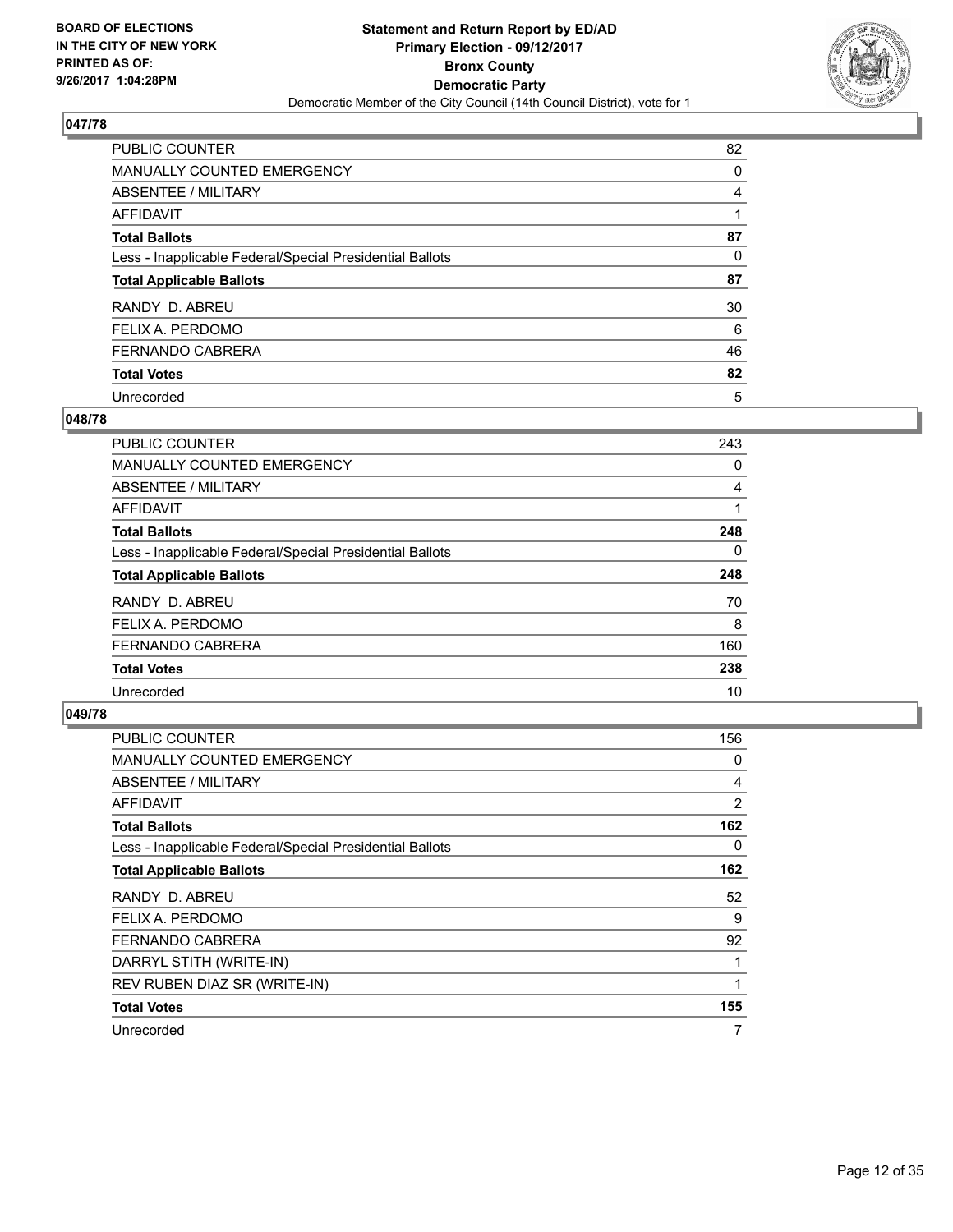**BOARD OF ELECTIONS IN THE CITY OF NEW YORK PRINTED AS OF: 9/26/2017 1:04:28PM**

**Statement and Return Report by ED/AD**
**Primary Election - 09/12/2017**
**Bronx County**
**Democratic Party**
Democratic Member of the City Council (14th Council District), vote for 1

## 047/78

| | |
|---|---|
| PUBLIC COUNTER | 82 |
| MANUALLY COUNTED EMERGENCY | 0 |
| ABSENTEE / MILITARY | 4 |
| AFFIDAVIT | 1 |
| **Total Ballots** | **87** |
| Less - Inapplicable Federal/Special Presidential Ballots | 0 |
| **Total Applicable Ballots** | **87** |
| RANDY D. ABREU | 30 |
| FELIX A. PERDOMO | 6 |
| FERNANDO CABRERA | 46 |
| **Total Votes** | **82** |
| Unrecorded | 5 |

## 048/78

| | |
|---|---|
| PUBLIC COUNTER | 243 |
| MANUALLY COUNTED EMERGENCY | 0 |
| ABSENTEE / MILITARY | 4 |
| AFFIDAVIT | 1 |
| **Total Ballots** | **248** |
| Less - Inapplicable Federal/Special Presidential Ballots | 0 |
| **Total Applicable Ballots** | **248** |
| RANDY D. ABREU | 70 |
| FELIX A. PERDOMO | 8 |
| FERNANDO CABRERA | 160 |
| **Total Votes** | **238** |
| Unrecorded | 10 |

## 049/78

| | |
|---|---|
| PUBLIC COUNTER | 156 |
| MANUALLY COUNTED EMERGENCY | 0 |
| ABSENTEE / MILITARY | 4 |
| AFFIDAVIT | 2 |
| **Total Ballots** | **162** |
| Less - Inapplicable Federal/Special Presidential Ballots | 0 |
| **Total Applicable Ballots** | **162** |
| RANDY D. ABREU | 52 |
| FELIX A. PERDOMO | 9 |
| FERNANDO CABRERA | 92 |
| DARRYL STITH (WRITE-IN) | 1 |
| REV RUBEN DIAZ SR (WRITE-IN) | 1 |
| **Total Votes** | **155** |
| Unrecorded | 7 |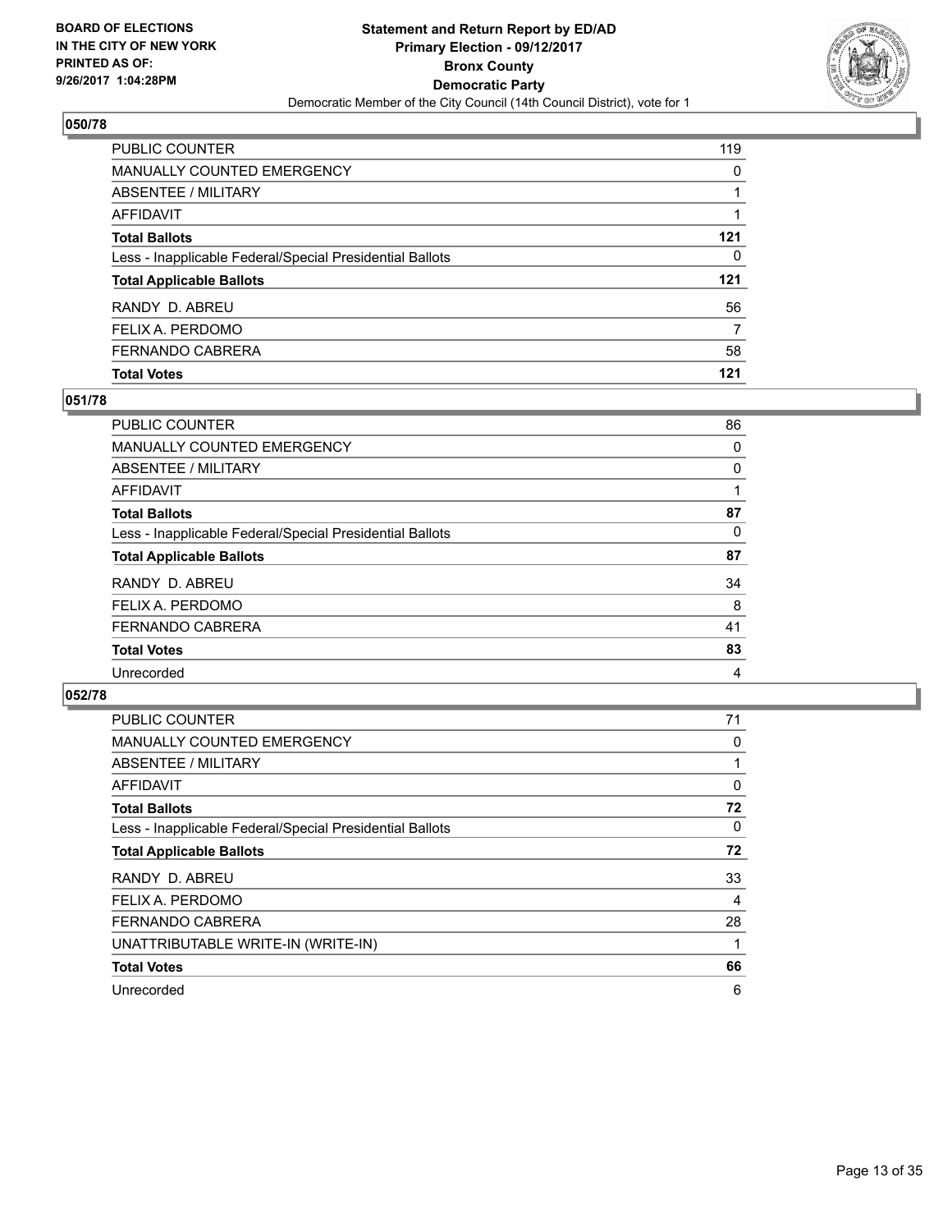**BOARD OF ELECTIONS IN THE CITY OF NEW YORK PRINTED AS OF: 9/26/2017 1:04:28PM**

**Statement and Return Report by ED/AD**
**Primary Election - 09/12/2017**
**Bronx County**
**Democratic Party**
Democratic Member of the City Council (14th Council District), vote for 1

### 050/78

| | |
|---|---|
| PUBLIC COUNTER | 119 |
| MANUALLY COUNTED EMERGENCY | 0 |
| ABSENTEE / MILITARY | 1 |
| AFFIDAVIT | 1 |
| **Total Ballots** | **121** |
| Less - Inapplicable Federal/Special Presidential Ballots | 0 |
| **Total Applicable Ballots** | **121** |
| RANDY D. ABREU | 56 |
| FELIX A. PERDOMO | 7 |
| FERNANDO CABRERA | 58 |
| **Total Votes** | **121** |

### 051/78

| | |
|---|---|
| PUBLIC COUNTER | 86 |
| MANUALLY COUNTED EMERGENCY | 0 |
| ABSENTEE / MILITARY | 0 |
| AFFIDAVIT | 1 |
| **Total Ballots** | **87** |
| Less - Inapplicable Federal/Special Presidential Ballots | 0 |
| **Total Applicable Ballots** | **87** |
| RANDY D. ABREU | 34 |
| FELIX A. PERDOMO | 8 |
| FERNANDO CABRERA | 41 |
| **Total Votes** | **83** |
| Unrecorded | 4 |

### 052/78

| | |
|---|---|
| PUBLIC COUNTER | 71 |
| MANUALLY COUNTED EMERGENCY | 0 |
| ABSENTEE / MILITARY | 1 |
| AFFIDAVIT | 0 |
| **Total Ballots** | **72** |
| Less - Inapplicable Federal/Special Presidential Ballots | 0 |
| **Total Applicable Ballots** | **72** |
| RANDY D. ABREU | 33 |
| FELIX A. PERDOMO | 4 |
| FERNANDO CABRERA | 28 |
| UNATTRIBUTABLE WRITE-IN (WRITE-IN) | 1 |
| **Total Votes** | **66** |
| Unrecorded | 6 |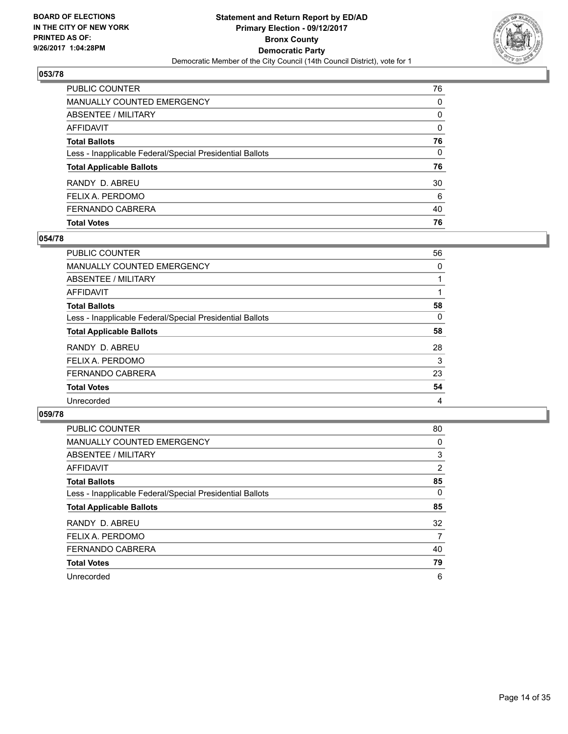BOARD OF ELECTIONS
IN THE CITY OF NEW YORK
PRINTED AS OF:
9/26/2017 1:04:28PM

**Statement and Return Report by ED/AD**
**Primary Election - 09/12/2017**
**Bronx County**
**Democratic Party**
Democratic Member of the City Council (14th Council District), vote for 1

## 053/78

| | |
|---|---|
| PUBLIC COUNTER | 76 |
| MANUALLY COUNTED EMERGENCY | 0 |
| ABSENTEE / MILITARY | 0 |
| AFFIDAVIT | 0 |
| **Total Ballots** | **76** |
| Less - Inapplicable Federal/Special Presidential Ballots | 0 |
| **Total Applicable Ballots** | **76** |
| RANDY D. ABREU | 30 |
| FELIX A. PERDOMO | 6 |
| FERNANDO CABRERA | 40 |
| **Total Votes** | **76** |

## 054/78

| | |
|---|---|
| PUBLIC COUNTER | 56 |
| MANUALLY COUNTED EMERGENCY | 0 |
| ABSENTEE / MILITARY | 1 |
| AFFIDAVIT | 1 |
| **Total Ballots** | **58** |
| Less - Inapplicable Federal/Special Presidential Ballots | 0 |
| **Total Applicable Ballots** | **58** |
| RANDY D. ABREU | 28 |
| FELIX A. PERDOMO | 3 |
| FERNANDO CABRERA | 23 |
| **Total Votes** | **54** |
| Unrecorded | 4 |

## 059/78

| | |
|---|---|
| PUBLIC COUNTER | 80 |
| MANUALLY COUNTED EMERGENCY | 0 |
| ABSENTEE / MILITARY | 3 |
| AFFIDAVIT | 2 |
| **Total Ballots** | **85** |
| Less - Inapplicable Federal/Special Presidential Ballots | 0 |
| **Total Applicable Ballots** | **85** |
| RANDY D. ABREU | 32 |
| FELIX A. PERDOMO | 7 |
| FERNANDO CABRERA | 40 |
| **Total Votes** | **79** |
| Unrecorded | 6 |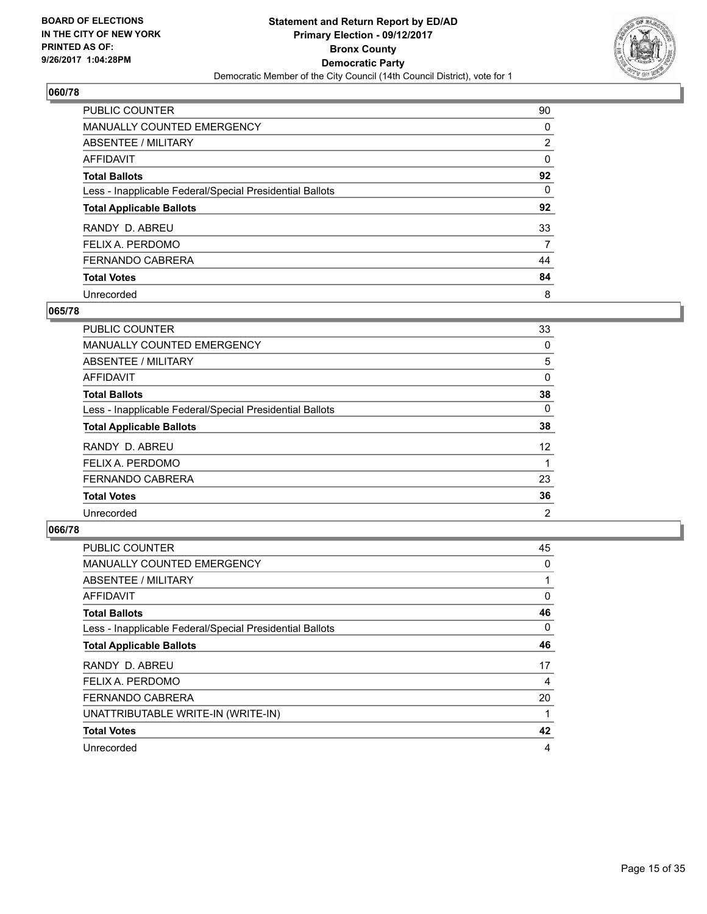BOARD OF ELECTIONS
IN THE CITY OF NEW YORK
PRINTED AS OF:
9/26/2017 1:04:28PM

**Statement and Return Report by ED/AD**
**Primary Election - 09/12/2017**
**Bronx County**
**Democratic Party**
Democratic Member of the City Council (14th Council District), vote for 1

### 060/78

| | |
|---|---|
| PUBLIC COUNTER | 90 |
| MANUALLY COUNTED EMERGENCY | 0 |
| ABSENTEE / MILITARY | 2 |
| AFFIDAVIT | 0 |
| **Total Ballots** | **92** |
| Less - Inapplicable Federal/Special Presidential Ballots | 0 |
| **Total Applicable Ballots** | **92** |
| RANDY D. ABREU | 33 |
| FELIX A. PERDOMO | 7 |
| FERNANDO CABRERA | 44 |
| **Total Votes** | **84** |
| Unrecorded | 8 |

### 065/78

| | |
|---|---|
| PUBLIC COUNTER | 33 |
| MANUALLY COUNTED EMERGENCY | 0 |
| ABSENTEE / MILITARY | 5 |
| AFFIDAVIT | 0 |
| **Total Ballots** | **38** |
| Less - Inapplicable Federal/Special Presidential Ballots | 0 |
| **Total Applicable Ballots** | **38** |
| RANDY D. ABREU | 12 |
| FELIX A. PERDOMO | 1 |
| FERNANDO CABRERA | 23 |
| **Total Votes** | **36** |
| Unrecorded | 2 |

### 066/78

| | |
|---|---|
| PUBLIC COUNTER | 45 |
| MANUALLY COUNTED EMERGENCY | 0 |
| ABSENTEE / MILITARY | 1 |
| AFFIDAVIT | 0 |
| **Total Ballots** | **46** |
| Less - Inapplicable Federal/Special Presidential Ballots | 0 |
| **Total Applicable Ballots** | **46** |
| RANDY D. ABREU | 17 |
| FELIX A. PERDOMO | 4 |
| FERNANDO CABRERA | 20 |
| UNATTRIBUTABLE WRITE-IN (WRITE-IN) | 1 |
| **Total Votes** | **42** |
| Unrecorded | 4 |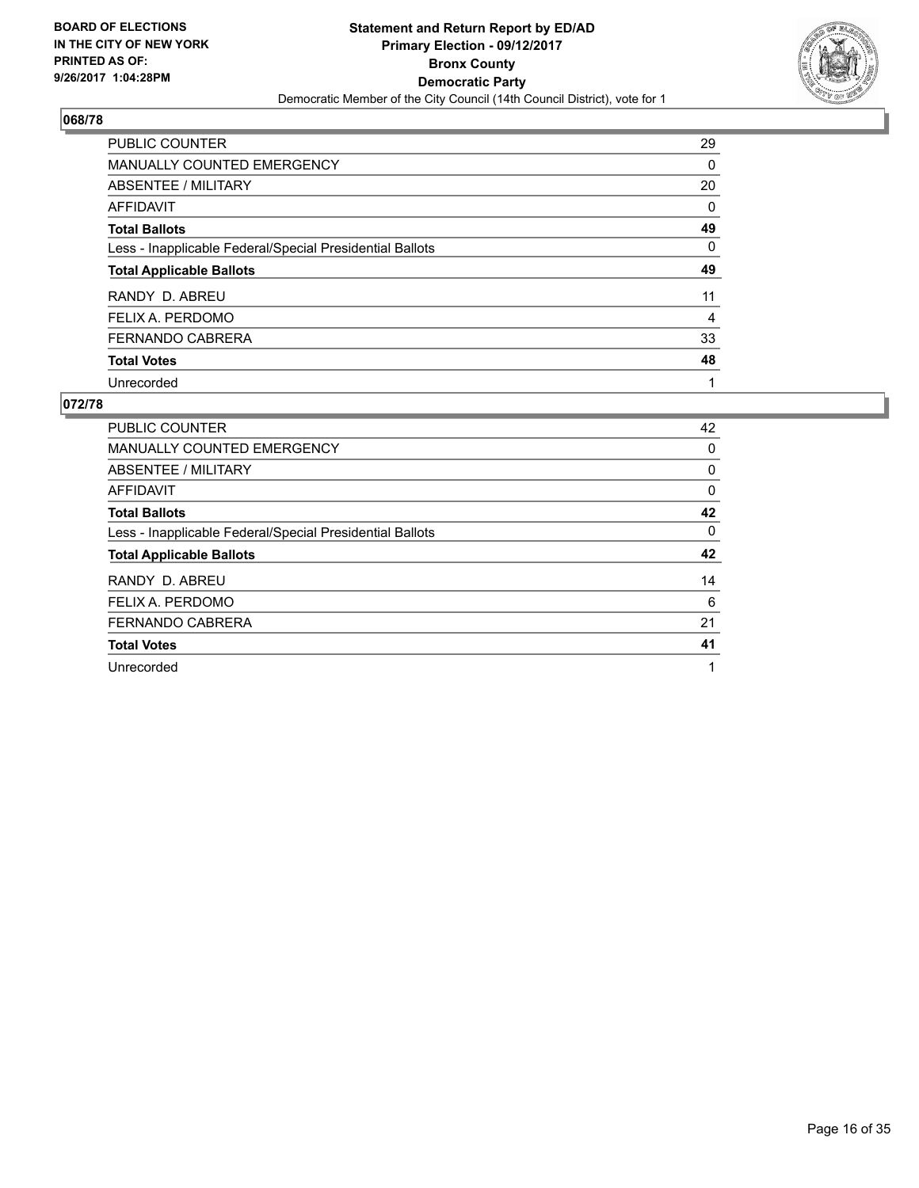**BOARD OF ELECTIONS IN THE CITY OF NEW YORK PRINTED AS OF: 9/26/2017 1:04:28PM**

**Statement and Return Report by ED/AD Primary Election - 09/12/2017 Bronx County Democratic Party**

Democratic Member of the City Council (14th Council District), vote for 1

## 068/78

| | |
|---|---|
| PUBLIC COUNTER | 29 |
| MANUALLY COUNTED EMERGENCY | 0 |
| ABSENTEE / MILITARY | 20 |
| AFFIDAVIT | 0 |
| **Total Ballots** | **49** |
| Less - Inapplicable Federal/Special Presidential Ballots | 0 |
| **Total Applicable Ballots** | **49** |
| RANDY D. ABREU | 11 |
| FELIX A. PERDOMO | 4 |
| FERNANDO CABRERA | 33 |
| **Total Votes** | **48** |
| Unrecorded | 1 |

## 072/78

| | |
|---|---|
| PUBLIC COUNTER | 42 |
| MANUALLY COUNTED EMERGENCY | 0 |
| ABSENTEE / MILITARY | 0 |
| AFFIDAVIT | 0 |
| **Total Ballots** | **42** |
| Less - Inapplicable Federal/Special Presidential Ballots | 0 |
| **Total Applicable Ballots** | **42** |
| RANDY D. ABREU | 14 |
| FELIX A. PERDOMO | 6 |
| FERNANDO CABRERA | 21 |
| **Total Votes** | **41** |
| Unrecorded | 1 |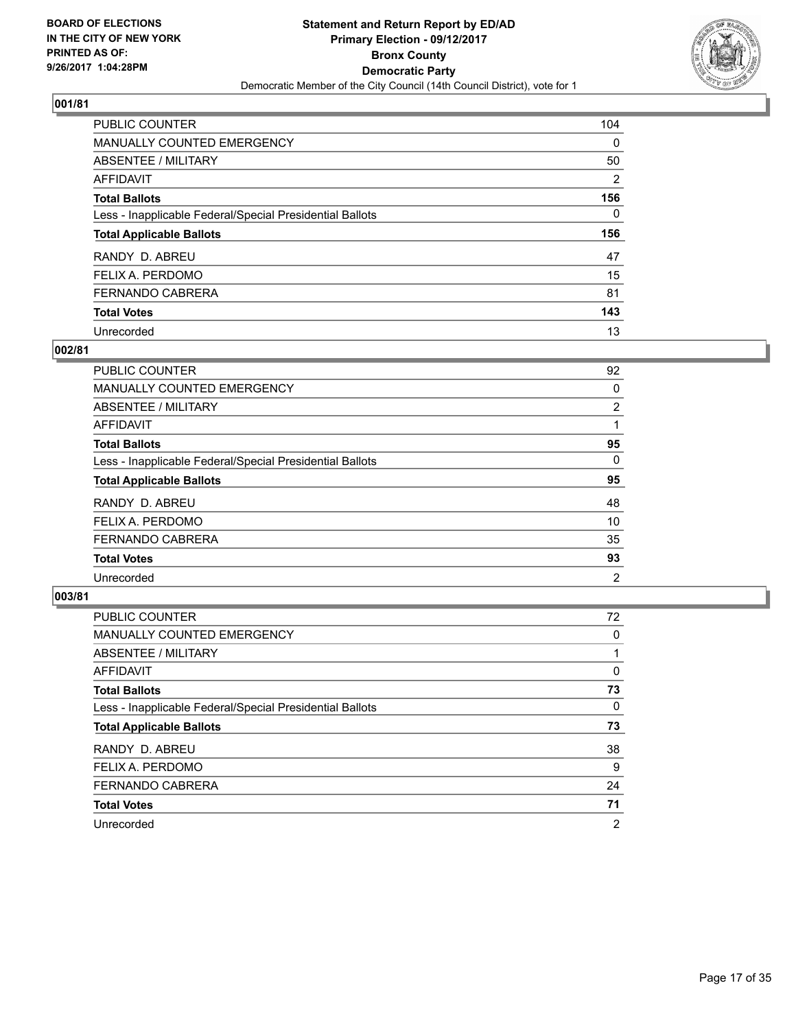BOARD OF ELECTIONS
IN THE CITY OF NEW YORK
PRINTED AS OF:
9/26/2017 1:04:28PM

**Statement and Return Report by ED/AD**
**Primary Election - 09/12/2017**
**Bronx County**
**Democratic Party**
Democratic Member of the City Council (14th Council District), vote for 1

### 001/81

| | |
|---|---|
| PUBLIC COUNTER | 104 |
| MANUALLY COUNTED EMERGENCY | 0 |
| ABSENTEE / MILITARY | 50 |
| AFFIDAVIT | 2 |
| **Total Ballots** | **156** |
| Less - Inapplicable Federal/Special Presidential Ballots | 0 |
| **Total Applicable Ballots** | **156** |
| RANDY D. ABREU | 47 |
| FELIX A. PERDOMO | 15 |
| FERNANDO CABRERA | 81 |
| **Total Votes** | **143** |
| Unrecorded | 13 |

### 002/81

| | |
|---|---|
| PUBLIC COUNTER | 92 |
| MANUALLY COUNTED EMERGENCY | 0 |
| ABSENTEE / MILITARY | 2 |
| AFFIDAVIT | 1 |
| **Total Ballots** | **95** |
| Less - Inapplicable Federal/Special Presidential Ballots | 0 |
| **Total Applicable Ballots** | **95** |
| RANDY D. ABREU | 48 |
| FELIX A. PERDOMO | 10 |
| FERNANDO CABRERA | 35 |
| **Total Votes** | **93** |
| Unrecorded | 2 |

### 003/81

| | |
|---|---|
| PUBLIC COUNTER | 72 |
| MANUALLY COUNTED EMERGENCY | 0 |
| ABSENTEE / MILITARY | 1 |
| AFFIDAVIT | 0 |
| **Total Ballots** | **73** |
| Less - Inapplicable Federal/Special Presidential Ballots | 0 |
| **Total Applicable Ballots** | **73** |
| RANDY D. ABREU | 38 |
| FELIX A. PERDOMO | 9 |
| FERNANDO CABRERA | 24 |
| **Total Votes** | **71** |
| Unrecorded | 2 |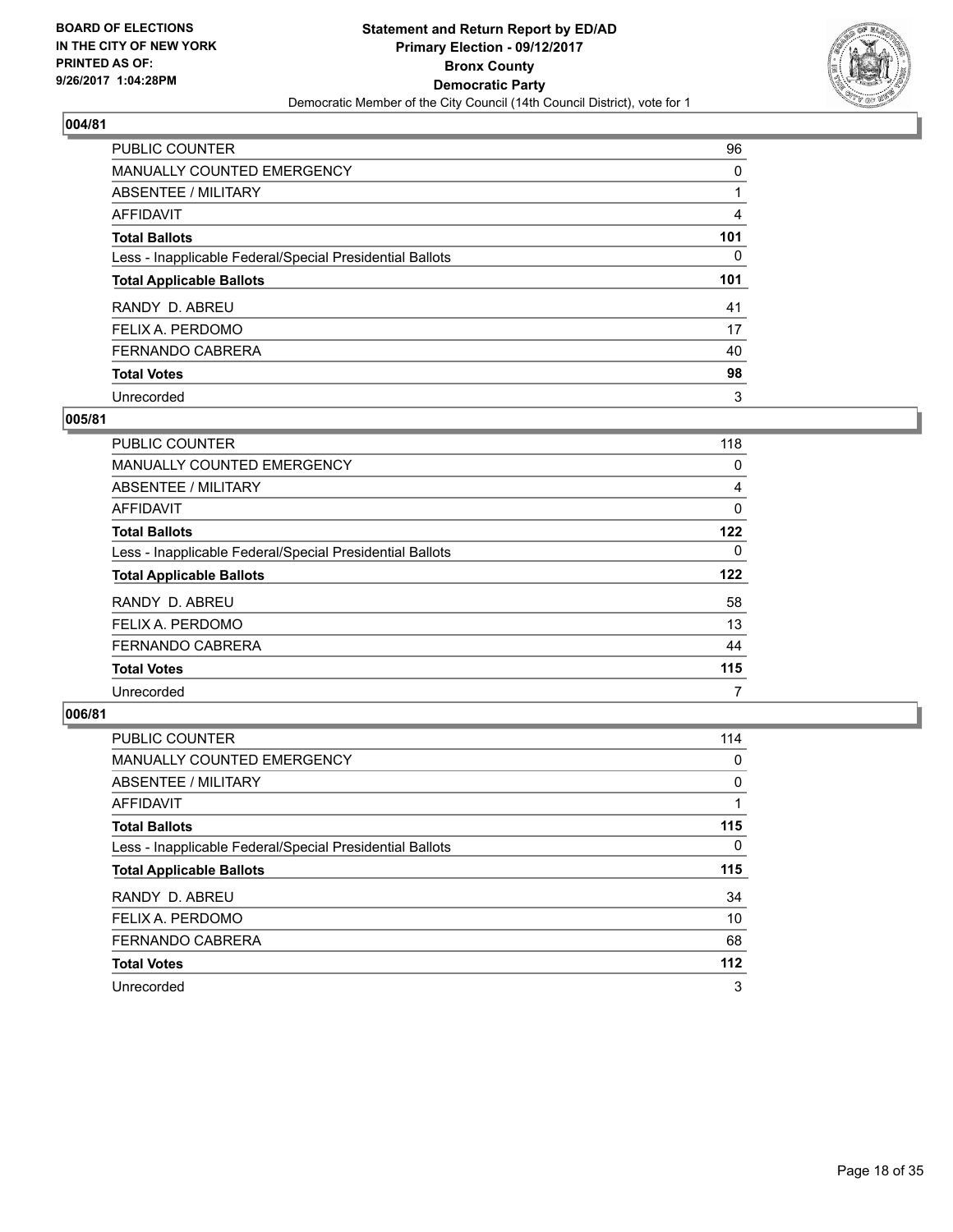**BOARD OF ELECTIONS IN THE CITY OF NEW YORK PRINTED AS OF: 9/26/2017 1:04:28PM**

**Statement and Return Report by ED/AD**
**Primary Election - 09/12/2017**
**Bronx County**
**Democratic Party**
Democratic Member of the City Council (14th Council District), vote for 1

## 004/81

| | |
|---|---|
| PUBLIC COUNTER | 96 |
| MANUALLY COUNTED EMERGENCY | 0 |
| ABSENTEE / MILITARY | 1 |
| AFFIDAVIT | 4 |
| **Total Ballots** | **101** |
| Less - Inapplicable Federal/Special Presidential Ballots | 0 |
| **Total Applicable Ballots** | **101** |
| RANDY D. ABREU | 41 |
| FELIX A. PERDOMO | 17 |
| FERNANDO CABRERA | 40 |
| **Total Votes** | **98** |
| Unrecorded | 3 |

## 005/81

| | |
|---|---|
| PUBLIC COUNTER | 118 |
| MANUALLY COUNTED EMERGENCY | 0 |
| ABSENTEE / MILITARY | 4 |
| AFFIDAVIT | 0 |
| **Total Ballots** | **122** |
| Less - Inapplicable Federal/Special Presidential Ballots | 0 |
| **Total Applicable Ballots** | **122** |
| RANDY D. ABREU | 58 |
| FELIX A. PERDOMO | 13 |
| FERNANDO CABRERA | 44 |
| **Total Votes** | **115** |
| Unrecorded | 7 |

## 006/81

| | |
|---|---|
| PUBLIC COUNTER | 114 |
| MANUALLY COUNTED EMERGENCY | 0 |
| ABSENTEE / MILITARY | 0 |
| AFFIDAVIT | 1 |
| **Total Ballots** | **115** |
| Less - Inapplicable Federal/Special Presidential Ballots | 0 |
| **Total Applicable Ballots** | **115** |
| RANDY D. ABREU | 34 |
| FELIX A. PERDOMO | 10 |
| FERNANDO CABRERA | 68 |
| **Total Votes** | **112** |
| Unrecorded | 3 |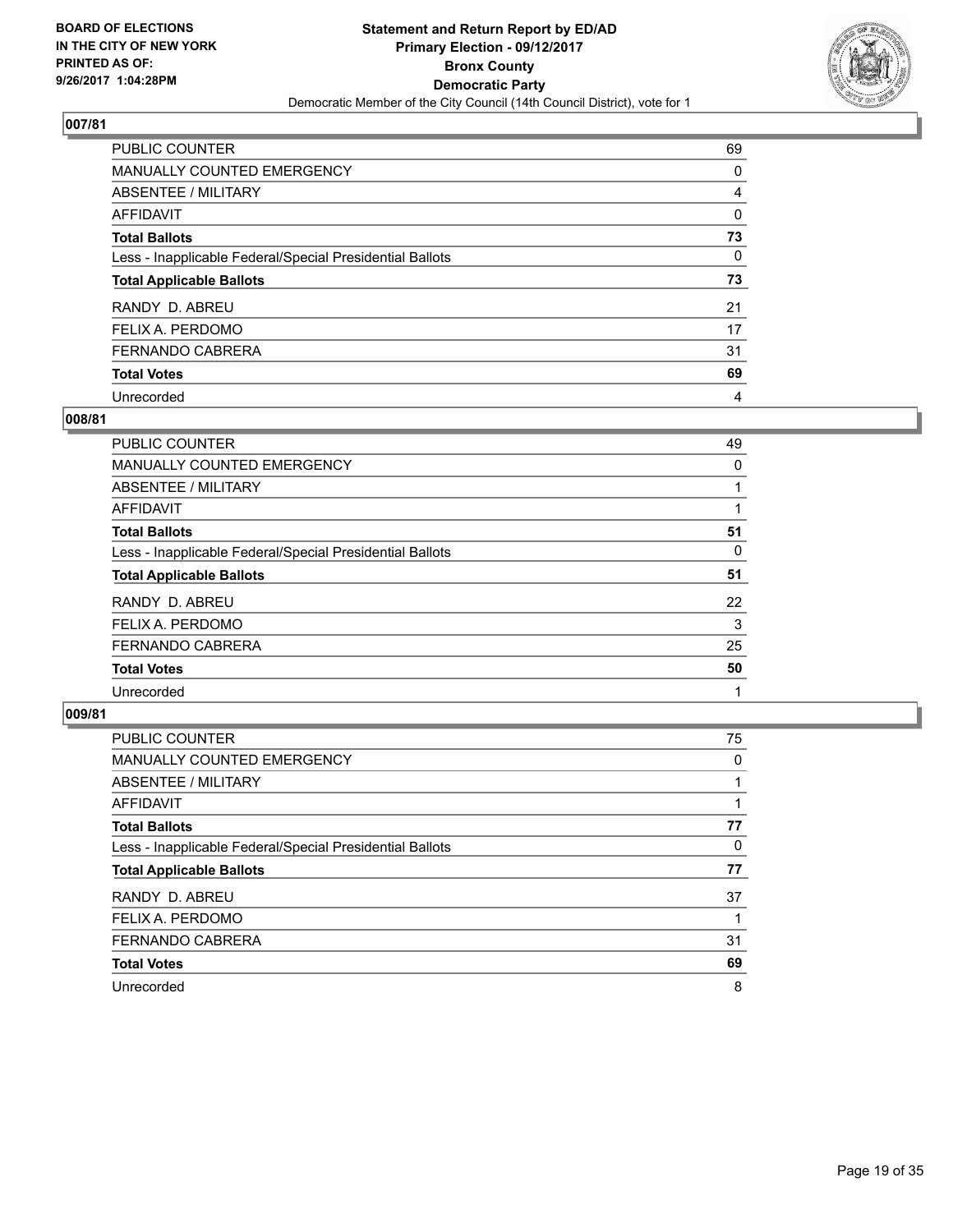**BOARD OF ELECTIONS IN THE CITY OF NEW YORK PRINTED AS OF: 9/26/2017 1:04:28PM**

**Statement and Return Report by ED/AD Primary Election - 09/12/2017 Bronx County Democratic Party**

Democratic Member of the City Council (14th Council District), vote for 1

## 007/81

| | |
|---|---|
| PUBLIC COUNTER | 69 |
| MANUALLY COUNTED EMERGENCY | 0 |
| ABSENTEE / MILITARY | 4 |
| AFFIDAVIT | 0 |
| **Total Ballots** | **73** |
| Less - Inapplicable Federal/Special Presidential Ballots | 0 |
| **Total Applicable Ballots** | **73** |
| RANDY D. ABREU | 21 |
| FELIX A. PERDOMO | 17 |
| FERNANDO CABRERA | 31 |
| **Total Votes** | **69** |
| Unrecorded | 4 |

## 008/81

| | |
|---|---|
| PUBLIC COUNTER | 49 |
| MANUALLY COUNTED EMERGENCY | 0 |
| ABSENTEE / MILITARY | 1 |
| AFFIDAVIT | 1 |
| **Total Ballots** | **51** |
| Less - Inapplicable Federal/Special Presidential Ballots | 0 |
| **Total Applicable Ballots** | **51** |
| RANDY D. ABREU | 22 |
| FELIX A. PERDOMO | 3 |
| FERNANDO CABRERA | 25 |
| **Total Votes** | **50** |
| Unrecorded | 1 |

## 009/81

| | |
|---|---|
| PUBLIC COUNTER | 75 |
| MANUALLY COUNTED EMERGENCY | 0 |
| ABSENTEE / MILITARY | 1 |
| AFFIDAVIT | 1 |
| **Total Ballots** | **77** |
| Less - Inapplicable Federal/Special Presidential Ballots | 0 |
| **Total Applicable Ballots** | **77** |
| RANDY D. ABREU | 37 |
| FELIX A. PERDOMO | 1 |
| FERNANDO CABRERA | 31 |
| **Total Votes** | **69** |
| Unrecorded | 8 |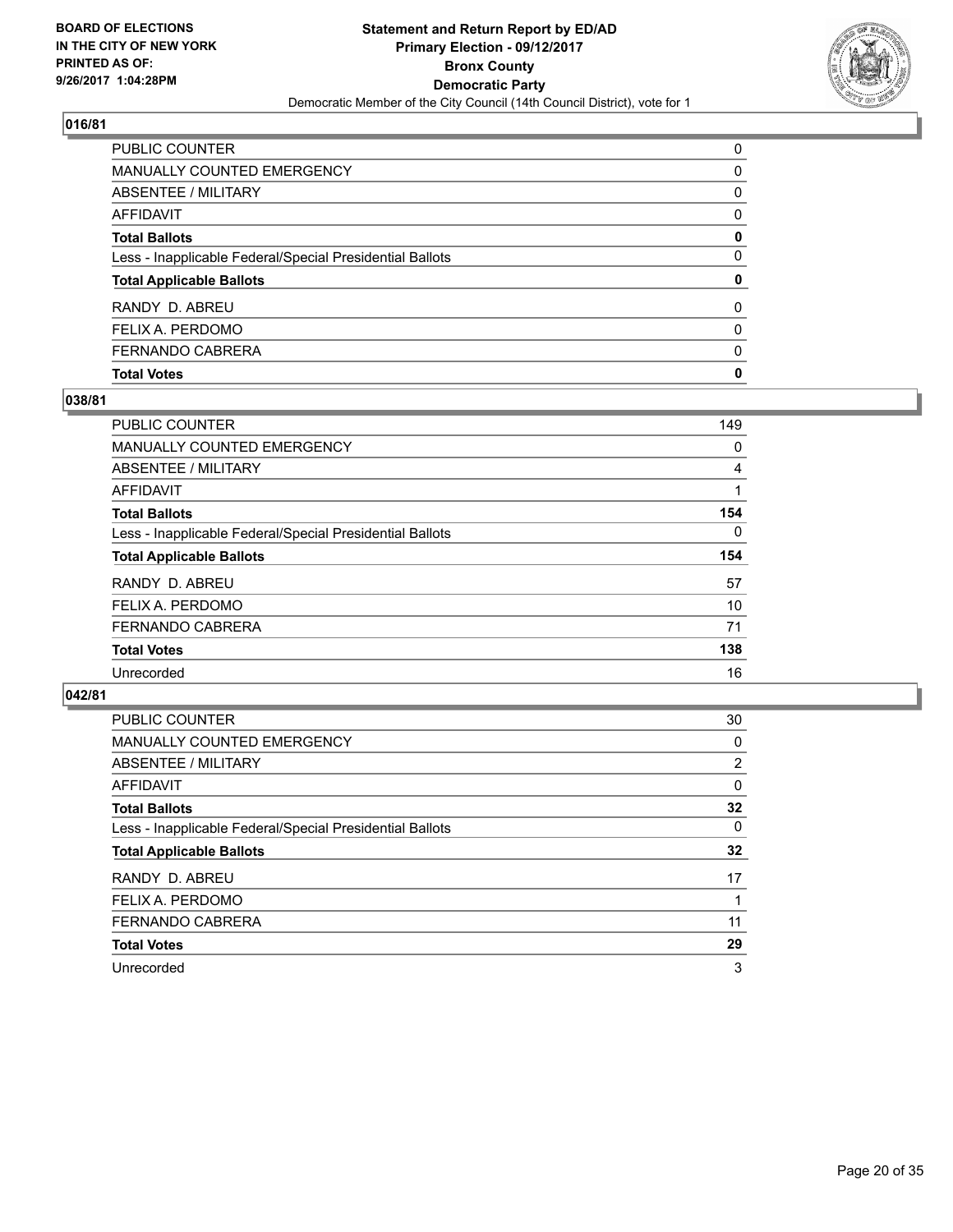**BOARD OF ELECTIONS IN THE CITY OF NEW YORK PRINTED AS OF: 9/26/2017 1:04:28PM**

**Statement and Return Report by ED/AD**
**Primary Election - 09/12/2017**
**Bronx County**
**Democratic Party**
Democratic Member of the City Council (14th Council District), vote for 1

## 016/81

| | |
|---|---|
| PUBLIC COUNTER | 0 |
| MANUALLY COUNTED EMERGENCY | 0 |
| ABSENTEE / MILITARY | 0 |
| AFFIDAVIT | 0 |
| **Total Ballots** | **0** |
| Less - Inapplicable Federal/Special Presidential Ballots | 0 |
| **Total Applicable Ballots** | **0** |
| RANDY D. ABREU | 0 |
| FELIX A. PERDOMO | 0 |
| FERNANDO CABRERA | 0 |
| **Total Votes** | **0** |

## 038/81

| | |
|---|---|
| PUBLIC COUNTER | 149 |
| MANUALLY COUNTED EMERGENCY | 0 |
| ABSENTEE / MILITARY | 4 |
| AFFIDAVIT | 1 |
| **Total Ballots** | **154** |
| Less - Inapplicable Federal/Special Presidential Ballots | 0 |
| **Total Applicable Ballots** | **154** |
| RANDY D. ABREU | 57 |
| FELIX A. PERDOMO | 10 |
| FERNANDO CABRERA | 71 |
| **Total Votes** | **138** |
| Unrecorded | 16 |

## 042/81

| | |
|---|---|
| PUBLIC COUNTER | 30 |
| MANUALLY COUNTED EMERGENCY | 0 |
| ABSENTEE / MILITARY | 2 |
| AFFIDAVIT | 0 |
| **Total Ballots** | **32** |
| Less - Inapplicable Federal/Special Presidential Ballots | 0 |
| **Total Applicable Ballots** | **32** |
| RANDY D. ABREU | 17 |
| FELIX A. PERDOMO | 1 |
| FERNANDO CABRERA | 11 |
| **Total Votes** | **29** |
| Unrecorded | 3 |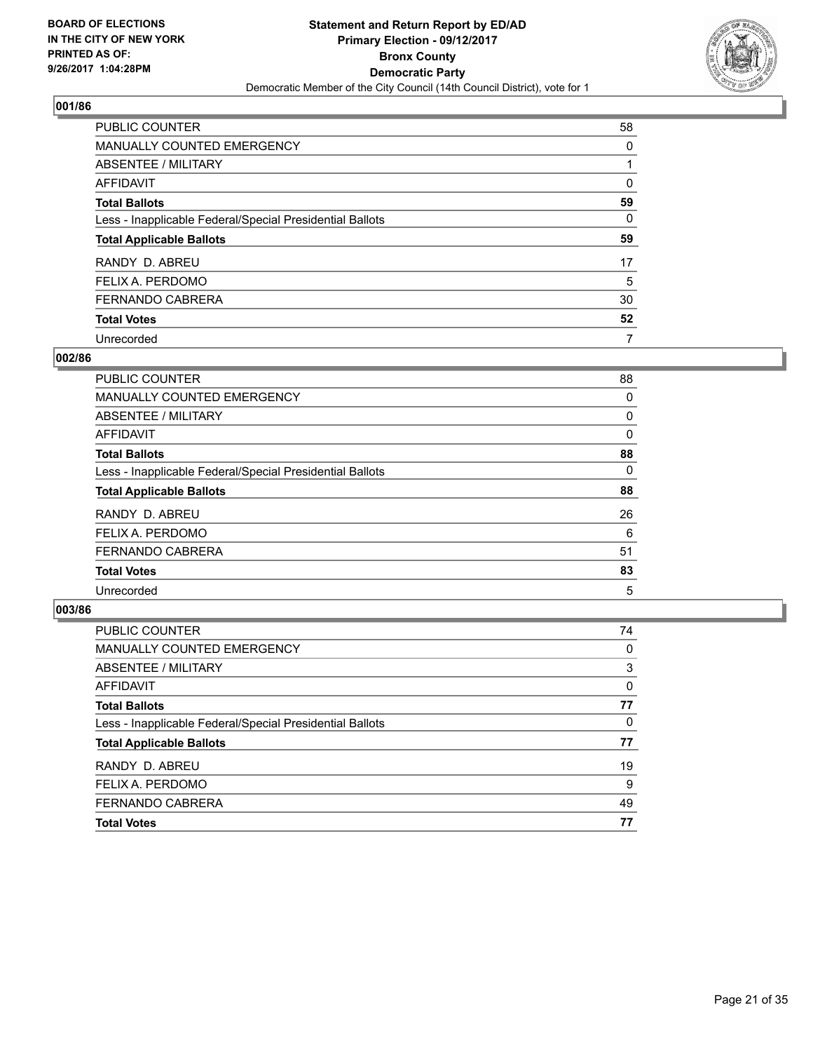**BOARD OF ELECTIONS IN THE CITY OF NEW YORK PRINTED AS OF: 9/26/2017 1:04:28PM**

**Statement and Return Report by ED/AD**
**Primary Election - 09/12/2017**
**Bronx County**
**Democratic Party**
Democratic Member of the City Council (14th Council District), vote for 1

### 001/86

| | |
|---|---|
| PUBLIC COUNTER | 58 |
| MANUALLY COUNTED EMERGENCY | 0 |
| ABSENTEE / MILITARY | 1 |
| AFFIDAVIT | 0 |
| **Total Ballots** | **59** |
| Less - Inapplicable Federal/Special Presidential Ballots | 0 |
| **Total Applicable Ballots** | **59** |
| RANDY D. ABREU | 17 |
| FELIX A. PERDOMO | 5 |
| FERNANDO CABRERA | 30 |
| **Total Votes** | **52** |
| Unrecorded | 7 |

### 002/86

| | |
|---|---|
| PUBLIC COUNTER | 88 |
| MANUALLY COUNTED EMERGENCY | 0 |
| ABSENTEE / MILITARY | 0 |
| AFFIDAVIT | 0 |
| **Total Ballots** | **88** |
| Less - Inapplicable Federal/Special Presidential Ballots | 0 |
| **Total Applicable Ballots** | **88** |
| RANDY D. ABREU | 26 |
| FELIX A. PERDOMO | 6 |
| FERNANDO CABRERA | 51 |
| **Total Votes** | **83** |
| Unrecorded | 5 |

### 003/86

| | |
|---|---|
| PUBLIC COUNTER | 74 |
| MANUALLY COUNTED EMERGENCY | 0 |
| ABSENTEE / MILITARY | 3 |
| AFFIDAVIT | 0 |
| **Total Ballots** | **77** |
| Less - Inapplicable Federal/Special Presidential Ballots | 0 |
| **Total Applicable Ballots** | **77** |
| RANDY D. ABREU | 19 |
| FELIX A. PERDOMO | 9 |
| FERNANDO CABRERA | 49 |
| **Total Votes** | **77** |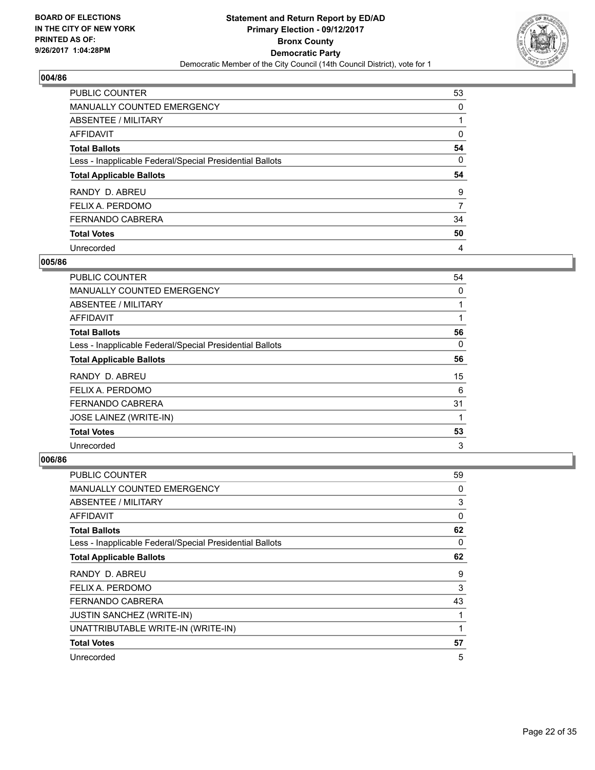**BOARD OF ELECTIONS IN THE CITY OF NEW YORK PRINTED AS OF: 9/26/2017 1:04:28PM**

# Statement and Return Report by ED/AD
## Primary Election - 09/12/2017
## Bronx County
## Democratic Party
### Democratic Member of the City Council (14th Council District), vote for 1

### 004/86

| | |
|---|---|
| PUBLIC COUNTER | 53 |
| MANUALLY COUNTED EMERGENCY | 0 |
| ABSENTEE / MILITARY | 1 |
| AFFIDAVIT | 0 |
| **Total Ballots** | **54** |
| Less - Inapplicable Federal/Special Presidential Ballots | 0 |
| **Total Applicable Ballots** | **54** |
| RANDY D. ABREU | 9 |
| FELIX A. PERDOMO | 7 |
| FERNANDO CABRERA | 34 |
| **Total Votes** | **50** |
| Unrecorded | 4 |

### 005/86

| | |
|---|---|
| PUBLIC COUNTER | 54 |
| MANUALLY COUNTED EMERGENCY | 0 |
| ABSENTEE / MILITARY | 1 |
| AFFIDAVIT | 1 |
| **Total Ballots** | **56** |
| Less - Inapplicable Federal/Special Presidential Ballots | 0 |
| **Total Applicable Ballots** | **56** |
| RANDY D. ABREU | 15 |
| FELIX A. PERDOMO | 6 |
| FERNANDO CABRERA | 31 |
| JOSE LAINEZ (WRITE-IN) | 1 |
| **Total Votes** | **53** |
| Unrecorded | 3 |

### 006/86

| | |
|---|---|
| PUBLIC COUNTER | 59 |
| MANUALLY COUNTED EMERGENCY | 0 |
| ABSENTEE / MILITARY | 3 |
| AFFIDAVIT | 0 |
| **Total Ballots** | **62** |
| Less - Inapplicable Federal/Special Presidential Ballots | 0 |
| **Total Applicable Ballots** | **62** |
| RANDY D. ABREU | 9 |
| FELIX A. PERDOMO | 3 |
| FERNANDO CABRERA | 43 |
| JUSTIN SANCHEZ (WRITE-IN) | 1 |
| UNATTRIBUTABLE WRITE-IN (WRITE-IN) | 1 |
| **Total Votes** | **57** |
| Unrecorded | 5 |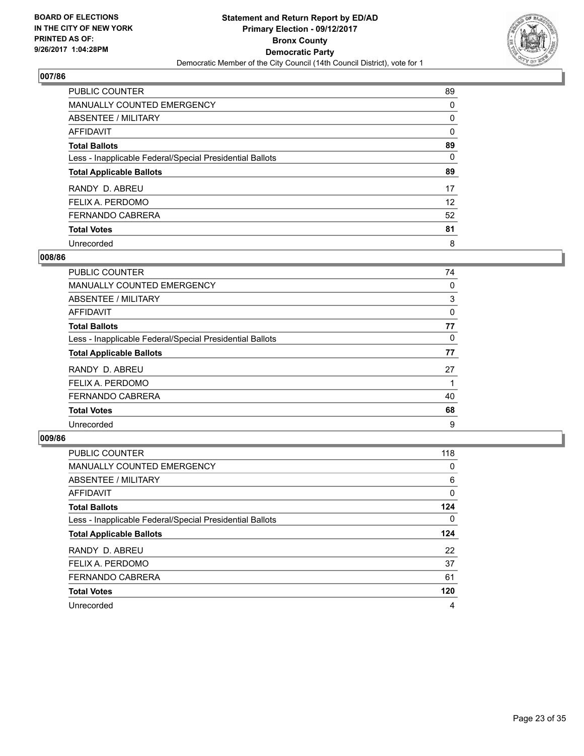BOARD OF ELECTIONS
IN THE CITY OF NEW YORK
PRINTED AS OF:
9/26/2017 1:04:28PM

**Statement and Return Report by ED/AD**
**Primary Election - 09/12/2017**
**Bronx County**
**Democratic Party**
Democratic Member of the City Council (14th Council District), vote for 1

## 007/86

| | |
|---|---|
| PUBLIC COUNTER | 89 |
| MANUALLY COUNTED EMERGENCY | 0 |
| ABSENTEE / MILITARY | 0 |
| AFFIDAVIT | 0 |
| **Total Ballots** | **89** |
| Less - Inapplicable Federal/Special Presidential Ballots | 0 |
| **Total Applicable Ballots** | **89** |
| RANDY D. ABREU | 17 |
| FELIX A. PERDOMO | 12 |
| FERNANDO CABRERA | 52 |
| **Total Votes** | **81** |
| Unrecorded | 8 |

## 008/86

| | |
|---|---|
| PUBLIC COUNTER | 74 |
| MANUALLY COUNTED EMERGENCY | 0 |
| ABSENTEE / MILITARY | 3 |
| AFFIDAVIT | 0 |
| **Total Ballots** | **77** |
| Less - Inapplicable Federal/Special Presidential Ballots | 0 |
| **Total Applicable Ballots** | **77** |
| RANDY D. ABREU | 27 |
| FELIX A. PERDOMO | 1 |
| FERNANDO CABRERA | 40 |
| **Total Votes** | **68** |
| Unrecorded | 9 |

## 009/86

| | |
|---|---|
| PUBLIC COUNTER | 118 |
| MANUALLY COUNTED EMERGENCY | 0 |
| ABSENTEE / MILITARY | 6 |
| AFFIDAVIT | 0 |
| **Total Ballots** | **124** |
| Less - Inapplicable Federal/Special Presidential Ballots | 0 |
| **Total Applicable Ballots** | **124** |
| RANDY D. ABREU | 22 |
| FELIX A. PERDOMO | 37 |
| FERNANDO CABRERA | 61 |
| **Total Votes** | **120** |
| Unrecorded | 4 |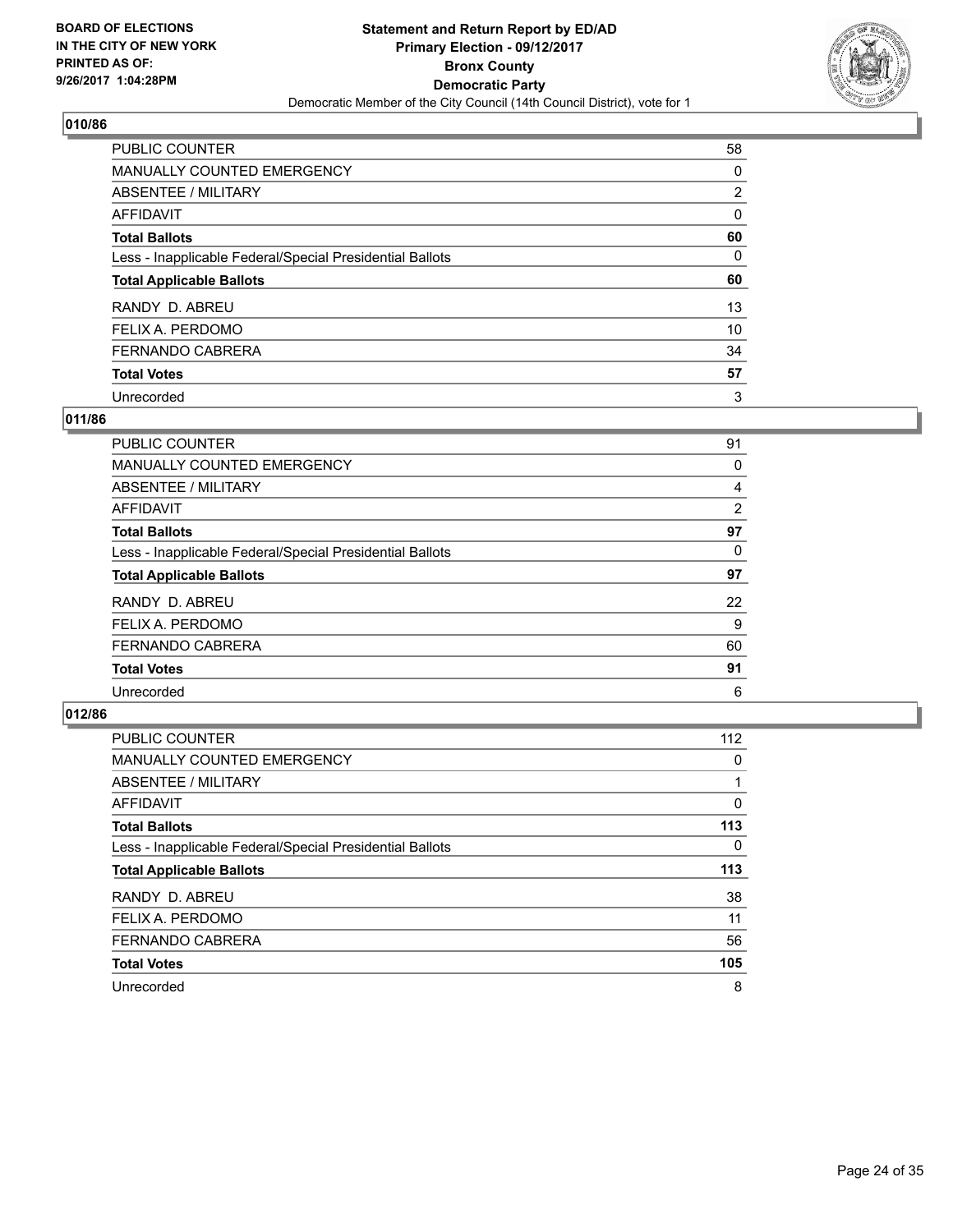BOARD OF ELECTIONS
IN THE CITY OF NEW YORK
PRINTED AS OF:
9/26/2017 1:04:28PM

**Statement and Return Report by ED/AD**
**Primary Election - 09/12/2017**
**Bronx County**
**Democratic Party**
Democratic Member of the City Council (14th Council District), vote for 1

### 010/86

| | |
|---|---|
| PUBLIC COUNTER | 58 |
| MANUALLY COUNTED EMERGENCY | 0 |
| ABSENTEE / MILITARY | 2 |
| AFFIDAVIT | 0 |
| **Total Ballots** | **60** |
| Less - Inapplicable Federal/Special Presidential Ballots | 0 |
| **Total Applicable Ballots** | **60** |
| RANDY D. ABREU | 13 |
| FELIX A. PERDOMO | 10 |
| FERNANDO CABRERA | 34 |
| **Total Votes** | **57** |
| Unrecorded | 3 |

### 011/86

| | |
|---|---|
| PUBLIC COUNTER | 91 |
| MANUALLY COUNTED EMERGENCY | 0 |
| ABSENTEE / MILITARY | 4 |
| AFFIDAVIT | 2 |
| **Total Ballots** | **97** |
| Less - Inapplicable Federal/Special Presidential Ballots | 0 |
| **Total Applicable Ballots** | **97** |
| RANDY D. ABREU | 22 |
| FELIX A. PERDOMO | 9 |
| FERNANDO CABRERA | 60 |
| **Total Votes** | **91** |
| Unrecorded | 6 |

### 012/86

| | |
|---|---|
| PUBLIC COUNTER | 112 |
| MANUALLY COUNTED EMERGENCY | 0 |
| ABSENTEE / MILITARY | 1 |
| AFFIDAVIT | 0 |
| **Total Ballots** | **113** |
| Less - Inapplicable Federal/Special Presidential Ballots | 0 |
| **Total Applicable Ballots** | **113** |
| RANDY D. ABREU | 38 |
| FELIX A. PERDOMO | 11 |
| FERNANDO CABRERA | 56 |
| **Total Votes** | **105** |
| Unrecorded | 8 |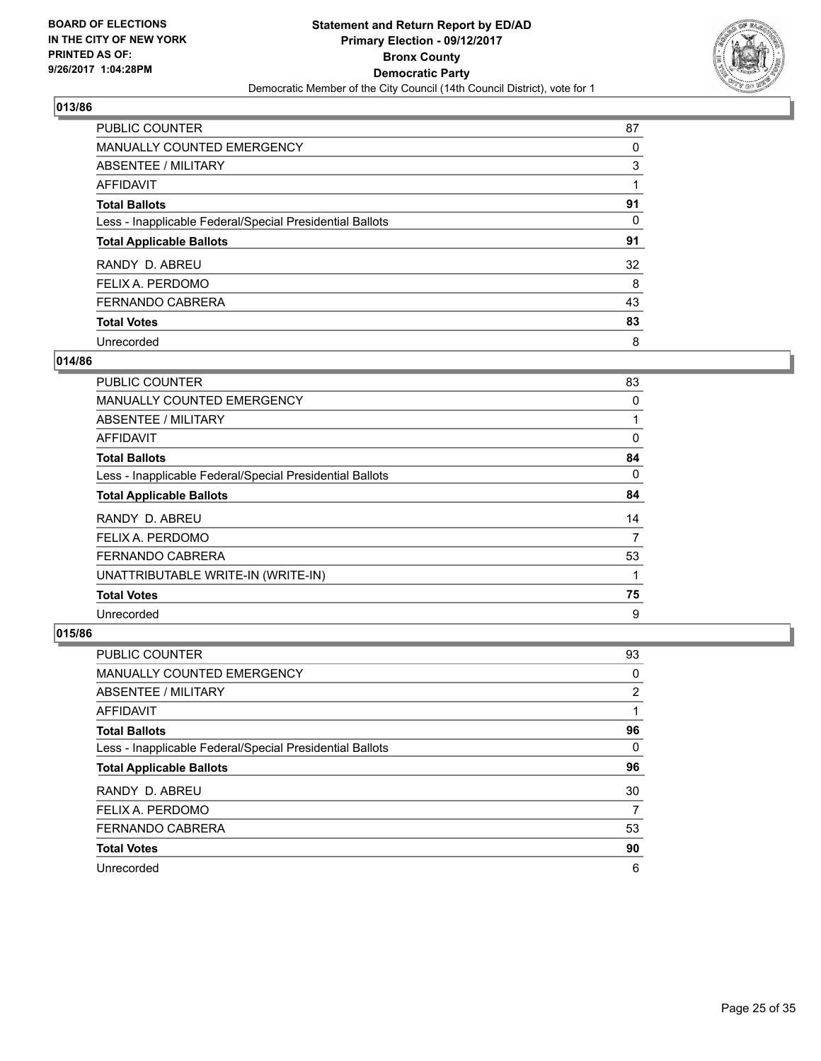BOARD OF ELECTIONS
IN THE CITY OF NEW YORK
PRINTED AS OF:
9/26/2017 1:04:28PM

**Statement and Return Report by ED/AD**
**Primary Election - 09/12/2017**
**Bronx County**
**Democratic Party**
Democratic Member of the City Council (14th Council District), vote for 1

### 013/86

| | |
|---|---|
| PUBLIC COUNTER | 87 |
| MANUALLY COUNTED EMERGENCY | 0 |
| ABSENTEE / MILITARY | 3 |
| AFFIDAVIT | 1 |
| **Total Ballots** | **91** |
| Less - Inapplicable Federal/Special Presidential Ballots | 0 |
| **Total Applicable Ballots** | **91** |
| RANDY D. ABREU | 32 |
| FELIX A. PERDOMO | 8 |
| FERNANDO CABRERA | 43 |
| **Total Votes** | **83** |
| Unrecorded | 8 |

### 014/86

| | |
|---|---|
| PUBLIC COUNTER | 83 |
| MANUALLY COUNTED EMERGENCY | 0 |
| ABSENTEE / MILITARY | 1 |
| AFFIDAVIT | 0 |
| **Total Ballots** | **84** |
| Less - Inapplicable Federal/Special Presidential Ballots | 0 |
| **Total Applicable Ballots** | **84** |
| RANDY D. ABREU | 14 |
| FELIX A. PERDOMO | 7 |
| FERNANDO CABRERA | 53 |
| UNATTRIBUTABLE WRITE-IN (WRITE-IN) | 1 |
| **Total Votes** | **75** |
| Unrecorded | 9 |

### 015/86

| | |
|---|---|
| PUBLIC COUNTER | 93 |
| MANUALLY COUNTED EMERGENCY | 0 |
| ABSENTEE / MILITARY | 2 |
| AFFIDAVIT | 1 |
| **Total Ballots** | **96** |
| Less - Inapplicable Federal/Special Presidential Ballots | 0 |
| **Total Applicable Ballots** | **96** |
| RANDY D. ABREU | 30 |
| FELIX A. PERDOMO | 7 |
| FERNANDO CABRERA | 53 |
| **Total Votes** | **90** |
| Unrecorded | 6 |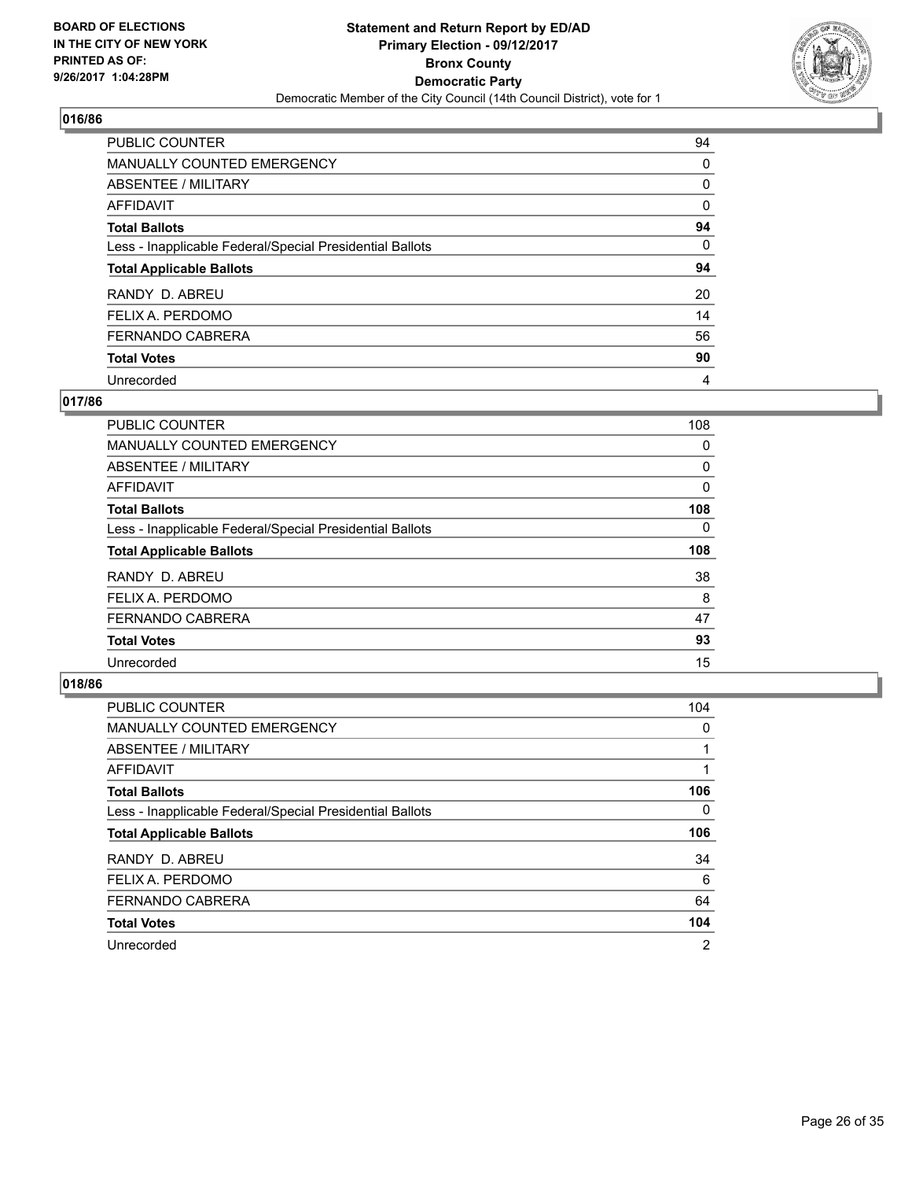BOARD OF ELECTIONS
IN THE CITY OF NEW YORK
PRINTED AS OF:
9/26/2017 1:04:28PM

**Statement and Return Report by ED/AD**
**Primary Election - 09/12/2017**
**Bronx County**
**Democratic Party**
Democratic Member of the City Council (14th Council District), vote for 1

## 016/86

| | |
|---|---|
| PUBLIC COUNTER | 94 |
| MANUALLY COUNTED EMERGENCY | 0 |
| ABSENTEE / MILITARY | 0 |
| AFFIDAVIT | 0 |
| **Total Ballots** | **94** |
| Less - Inapplicable Federal/Special Presidential Ballots | 0 |
| **Total Applicable Ballots** | **94** |
| RANDY D. ABREU | 20 |
| FELIX A. PERDOMO | 14 |
| FERNANDO CABRERA | 56 |
| **Total Votes** | **90** |
| Unrecorded | 4 |

## 017/86

| | |
|---|---|
| PUBLIC COUNTER | 108 |
| MANUALLY COUNTED EMERGENCY | 0 |
| ABSENTEE / MILITARY | 0 |
| AFFIDAVIT | 0 |
| **Total Ballots** | **108** |
| Less - Inapplicable Federal/Special Presidential Ballots | 0 |
| **Total Applicable Ballots** | **108** |
| RANDY D. ABREU | 38 |
| FELIX A. PERDOMO | 8 |
| FERNANDO CABRERA | 47 |
| **Total Votes** | **93** |
| Unrecorded | 15 |

## 018/86

| | |
|---|---|
| PUBLIC COUNTER | 104 |
| MANUALLY COUNTED EMERGENCY | 0 |
| ABSENTEE / MILITARY | 1 |
| AFFIDAVIT | 1 |
| **Total Ballots** | **106** |
| Less - Inapplicable Federal/Special Presidential Ballots | 0 |
| **Total Applicable Ballots** | **106** |
| RANDY D. ABREU | 34 |
| FELIX A. PERDOMO | 6 |
| FERNANDO CABRERA | 64 |
| **Total Votes** | **104** |
| Unrecorded | 2 |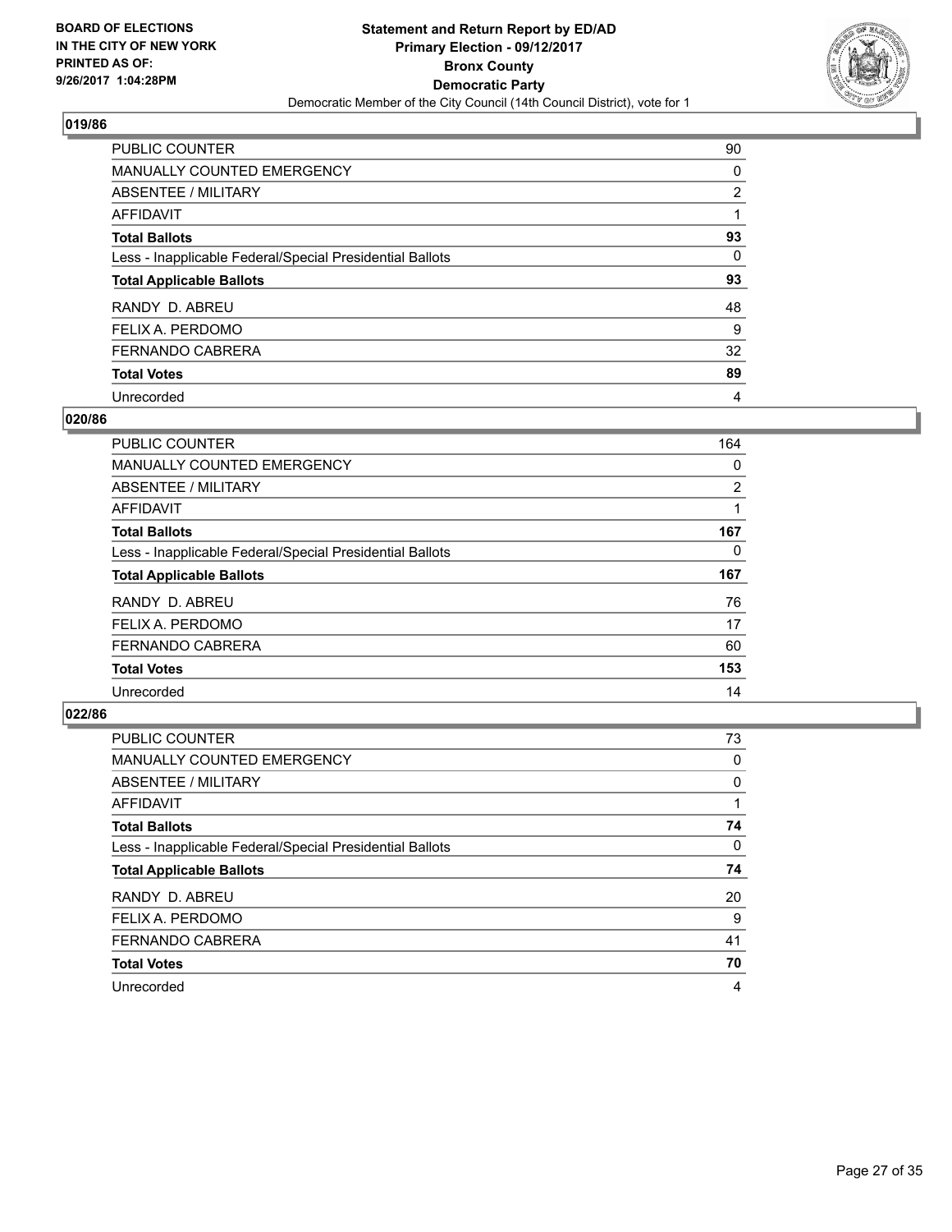**BOARD OF ELECTIONS IN THE CITY OF NEW YORK PRINTED AS OF: 9/26/2017 1:04:28PM**

**Statement and Return Report by ED/AD**
**Primary Election - 09/12/2017**
**Bronx County**
**Democratic Party**
Democratic Member of the City Council (14th Council District), vote for 1

### 019/86

| | |
|---|---|
| PUBLIC COUNTER | 90 |
| MANUALLY COUNTED EMERGENCY | 0 |
| ABSENTEE / MILITARY | 2 |
| AFFIDAVIT | 1 |
| **Total Ballots** | **93** |
| Less - Inapplicable Federal/Special Presidential Ballots | 0 |
| **Total Applicable Ballots** | **93** |
| RANDY D. ABREU | 48 |
| FELIX A. PERDOMO | 9 |
| FERNANDO CABRERA | 32 |
| **Total Votes** | **89** |
| Unrecorded | 4 |

### 020/86

| | |
|---|---|
| PUBLIC COUNTER | 164 |
| MANUALLY COUNTED EMERGENCY | 0 |
| ABSENTEE / MILITARY | 2 |
| AFFIDAVIT | 1 |
| **Total Ballots** | **167** |
| Less - Inapplicable Federal/Special Presidential Ballots | 0 |
| **Total Applicable Ballots** | **167** |
| RANDY D. ABREU | 76 |
| FELIX A. PERDOMO | 17 |
| FERNANDO CABRERA | 60 |
| **Total Votes** | **153** |
| Unrecorded | 14 |

### 022/86

| | |
|---|---|
| PUBLIC COUNTER | 73 |
| MANUALLY COUNTED EMERGENCY | 0 |
| ABSENTEE / MILITARY | 0 |
| AFFIDAVIT | 1 |
| **Total Ballots** | **74** |
| Less - Inapplicable Federal/Special Presidential Ballots | 0 |
| **Total Applicable Ballots** | **74** |
| RANDY D. ABREU | 20 |
| FELIX A. PERDOMO | 9 |
| FERNANDO CABRERA | 41 |
| **Total Votes** | **70** |
| Unrecorded | 4 |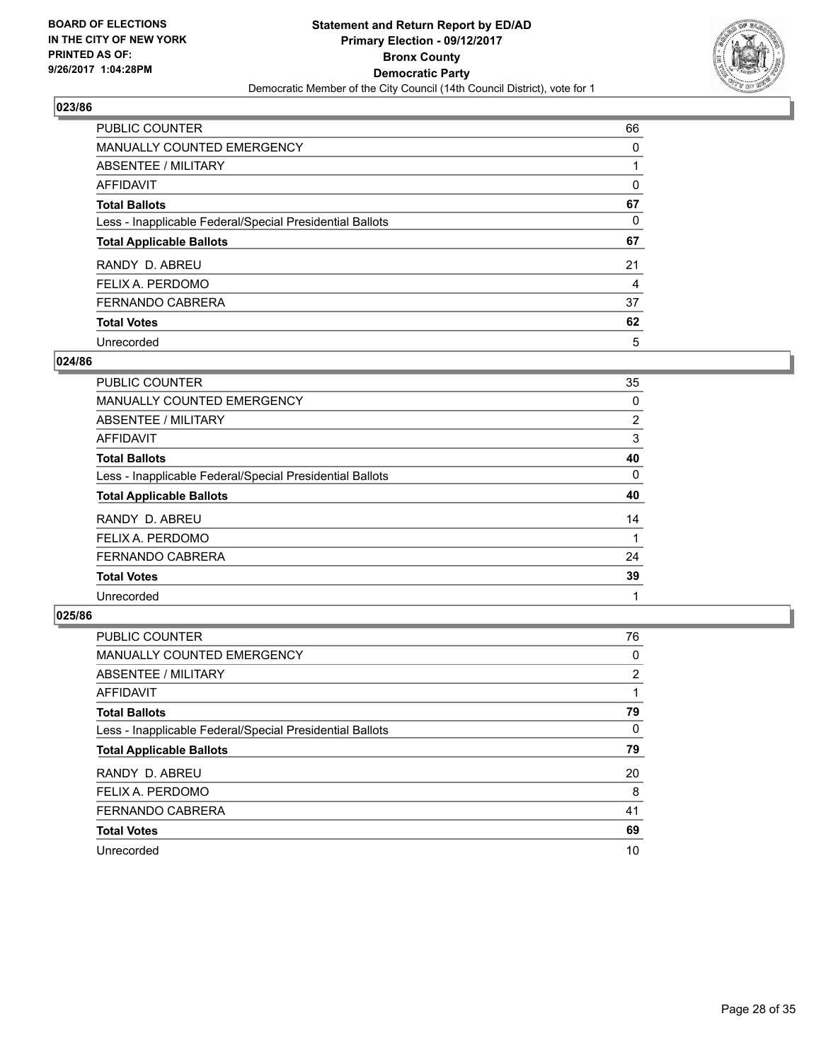**BOARD OF ELECTIONS IN THE CITY OF NEW YORK PRINTED AS OF: 9/26/2017 1:04:28PM**

**Statement and Return Report by ED/AD Primary Election - 09/12/2017 Bronx County Democratic Party**

Democratic Member of the City Council (14th Council District), vote for 1

## 023/86

| | |
|---|---|
| PUBLIC COUNTER | 66 |
| MANUALLY COUNTED EMERGENCY | 0 |
| ABSENTEE / MILITARY | 1 |
| AFFIDAVIT | 0 |
| **Total Ballots** | **67** |
| Less - Inapplicable Federal/Special Presidential Ballots | 0 |
| **Total Applicable Ballots** | **67** |
| RANDY D. ABREU | 21 |
| FELIX A. PERDOMO | 4 |
| FERNANDO CABRERA | 37 |
| **Total Votes** | **62** |
| Unrecorded | 5 |

## 024/86

| | |
|---|---|
| PUBLIC COUNTER | 35 |
| MANUALLY COUNTED EMERGENCY | 0 |
| ABSENTEE / MILITARY | 2 |
| AFFIDAVIT | 3 |
| **Total Ballots** | **40** |
| Less - Inapplicable Federal/Special Presidential Ballots | 0 |
| **Total Applicable Ballots** | **40** |
| RANDY D. ABREU | 14 |
| FELIX A. PERDOMO | 1 |
| FERNANDO CABRERA | 24 |
| **Total Votes** | **39** |
| Unrecorded | 1 |

## 025/86

| | |
|---|---|
| PUBLIC COUNTER | 76 |
| MANUALLY COUNTED EMERGENCY | 0 |
| ABSENTEE / MILITARY | 2 |
| AFFIDAVIT | 1 |
| **Total Ballots** | **79** |
| Less - Inapplicable Federal/Special Presidential Ballots | 0 |
| **Total Applicable Ballots** | **79** |
| RANDY D. ABREU | 20 |
| FELIX A. PERDOMO | 8 |
| FERNANDO CABRERA | 41 |
| **Total Votes** | **69** |
| Unrecorded | 10 |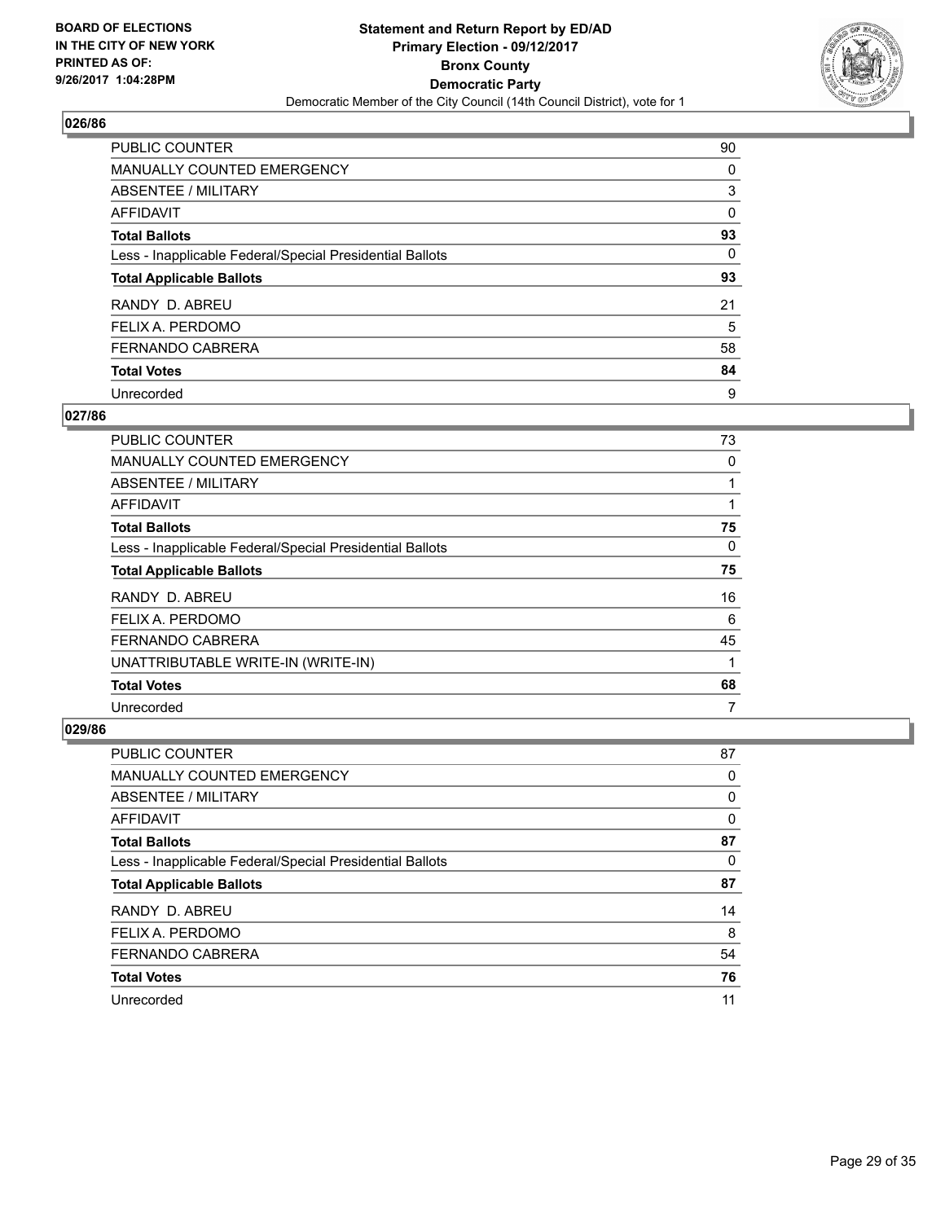**Statement and Return Report by ED/AD**
**Primary Election - 09/12/2017**
**Bronx County**
**Democratic Party**
Democratic Member of the City Council (14th Council District), vote for 1

BOARD OF ELECTIONS
IN THE CITY OF NEW YORK
PRINTED AS OF:
9/26/2017 1:04:28PM

### 026/86

| | |
|---|---|
| PUBLIC COUNTER | 90 |
| MANUALLY COUNTED EMERGENCY | 0 |
| ABSENTEE / MILITARY | 3 |
| AFFIDAVIT | 0 |
| **Total Ballots** | **93** |
| Less - Inapplicable Federal/Special Presidential Ballots | 0 |
| **Total Applicable Ballots** | **93** |
| RANDY D. ABREU | 21 |
| FELIX A. PERDOMO | 5 |
| FERNANDO CABRERA | 58 |
| **Total Votes** | **84** |
| Unrecorded | 9 |

### 027/86

| | |
|---|---|
| PUBLIC COUNTER | 73 |
| MANUALLY COUNTED EMERGENCY | 0 |
| ABSENTEE / MILITARY | 1 |
| AFFIDAVIT | 1 |
| **Total Ballots** | **75** |
| Less - Inapplicable Federal/Special Presidential Ballots | 0 |
| **Total Applicable Ballots** | **75** |
| RANDY D. ABREU | 16 |
| FELIX A. PERDOMO | 6 |
| FERNANDO CABRERA | 45 |
| UNATTRIBUTABLE WRITE-IN (WRITE-IN) | 1 |
| **Total Votes** | **68** |
| Unrecorded | 7 |

### 029/86

| | |
|---|---|
| PUBLIC COUNTER | 87 |
| MANUALLY COUNTED EMERGENCY | 0 |
| ABSENTEE / MILITARY | 0 |
| AFFIDAVIT | 0 |
| **Total Ballots** | **87** |
| Less - Inapplicable Federal/Special Presidential Ballots | 0 |
| **Total Applicable Ballots** | **87** |
| RANDY D. ABREU | 14 |
| FELIX A. PERDOMO | 8 |
| FERNANDO CABRERA | 54 |
| **Total Votes** | **76** |
| Unrecorded | 11 |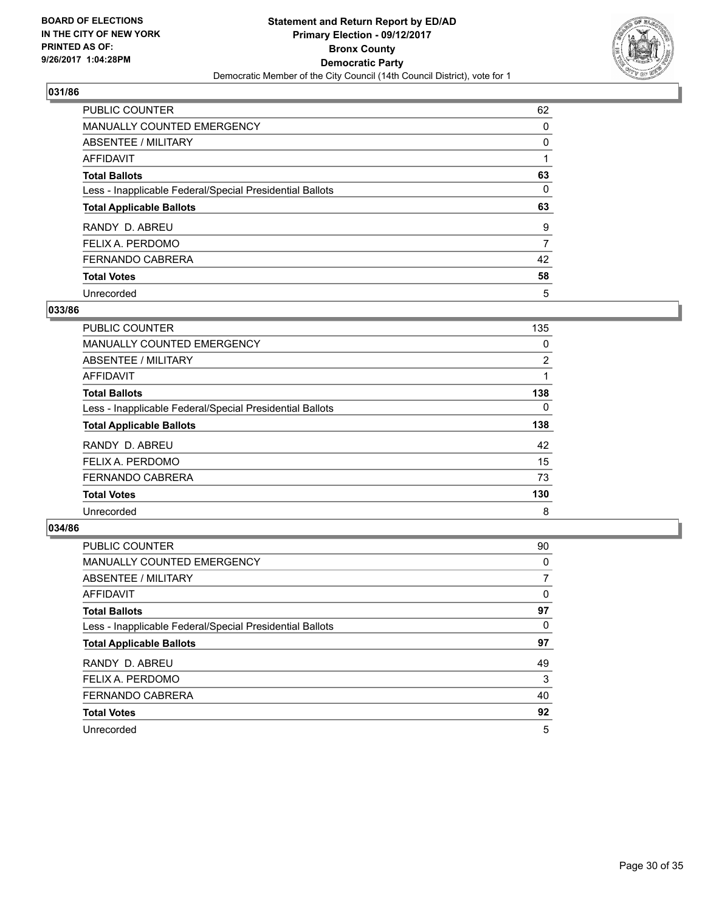**BOARD OF ELECTIONS IN THE CITY OF NEW YORK PRINTED AS OF: 9/26/2017 1:04:28PM**

# Statement and Return Report by ED/AD
## Primary Election - 09/12/2017
## Bronx County
## Democratic Party
### Democratic Member of the City Council (14th Council District), vote for 1

### 031/86

| | |
|---|---|
| PUBLIC COUNTER | 62 |
| MANUALLY COUNTED EMERGENCY | 0 |
| ABSENTEE / MILITARY | 0 |
| AFFIDAVIT | 1 |
| **Total Ballots** | **63** |
| Less - Inapplicable Federal/Special Presidential Ballots | 0 |
| **Total Applicable Ballots** | **63** |
| RANDY D. ABREU | 9 |
| FELIX A. PERDOMO | 7 |
| FERNANDO CABRERA | 42 |
| **Total Votes** | **58** |
| Unrecorded | 5 |

### 033/86

| | |
|---|---|
| PUBLIC COUNTER | 135 |
| MANUALLY COUNTED EMERGENCY | 0 |
| ABSENTEE / MILITARY | 2 |
| AFFIDAVIT | 1 |
| **Total Ballots** | **138** |
| Less - Inapplicable Federal/Special Presidential Ballots | 0 |
| **Total Applicable Ballots** | **138** |
| RANDY D. ABREU | 42 |
| FELIX A. PERDOMO | 15 |
| FERNANDO CABRERA | 73 |
| **Total Votes** | **130** |
| Unrecorded | 8 |

### 034/86

| | |
|---|---|
| PUBLIC COUNTER | 90 |
| MANUALLY COUNTED EMERGENCY | 0 |
| ABSENTEE / MILITARY | 7 |
| AFFIDAVIT | 0 |
| **Total Ballots** | **97** |
| Less - Inapplicable Federal/Special Presidential Ballots | 0 |
| **Total Applicable Ballots** | **97** |
| RANDY D. ABREU | 49 |
| FELIX A. PERDOMO | 3 |
| FERNANDO CABRERA | 40 |
| **Total Votes** | **92** |
| Unrecorded | 5 |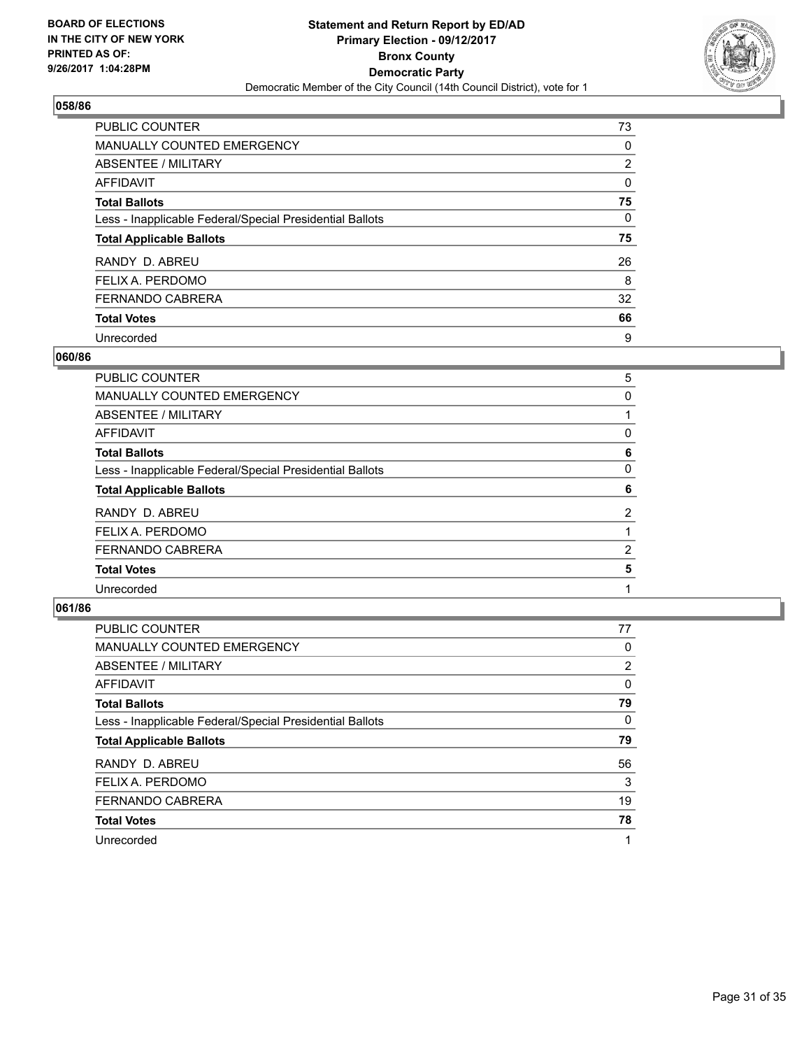**BOARD OF ELECTIONS IN THE CITY OF NEW YORK PRINTED AS OF: 9/26/2017 1:04:28PM**

**Statement and Return Report by ED/AD**
**Primary Election - 09/12/2017**
**Bronx County**
**Democratic Party**
Democratic Member of the City Council (14th Council District), vote for 1

## 058/86

| | |
|---|---|
| PUBLIC COUNTER | 73 |
| MANUALLY COUNTED EMERGENCY | 0 |
| ABSENTEE / MILITARY | 2 |
| AFFIDAVIT | 0 |
| **Total Ballots** | **75** |
| Less - Inapplicable Federal/Special Presidential Ballots | 0 |
| **Total Applicable Ballots** | **75** |
| RANDY D. ABREU | 26 |
| FELIX A. PERDOMO | 8 |
| FERNANDO CABRERA | 32 |
| **Total Votes** | **66** |
| Unrecorded | 9 |

## 060/86

| | |
|---|---|
| PUBLIC COUNTER | 5 |
| MANUALLY COUNTED EMERGENCY | 0 |
| ABSENTEE / MILITARY | 1 |
| AFFIDAVIT | 0 |
| **Total Ballots** | **6** |
| Less - Inapplicable Federal/Special Presidential Ballots | 0 |
| **Total Applicable Ballots** | **6** |
| RANDY D. ABREU | 2 |
| FELIX A. PERDOMO | 1 |
| FERNANDO CABRERA | 2 |
| **Total Votes** | **5** |
| Unrecorded | 1 |

## 061/86

| | |
|---|---|
| PUBLIC COUNTER | 77 |
| MANUALLY COUNTED EMERGENCY | 0 |
| ABSENTEE / MILITARY | 2 |
| AFFIDAVIT | 0 |
| **Total Ballots** | **79** |
| Less - Inapplicable Federal/Special Presidential Ballots | 0 |
| **Total Applicable Ballots** | **79** |
| RANDY D. ABREU | 56 |
| FELIX A. PERDOMO | 3 |
| FERNANDO CABRERA | 19 |
| **Total Votes** | **78** |
| Unrecorded | 1 |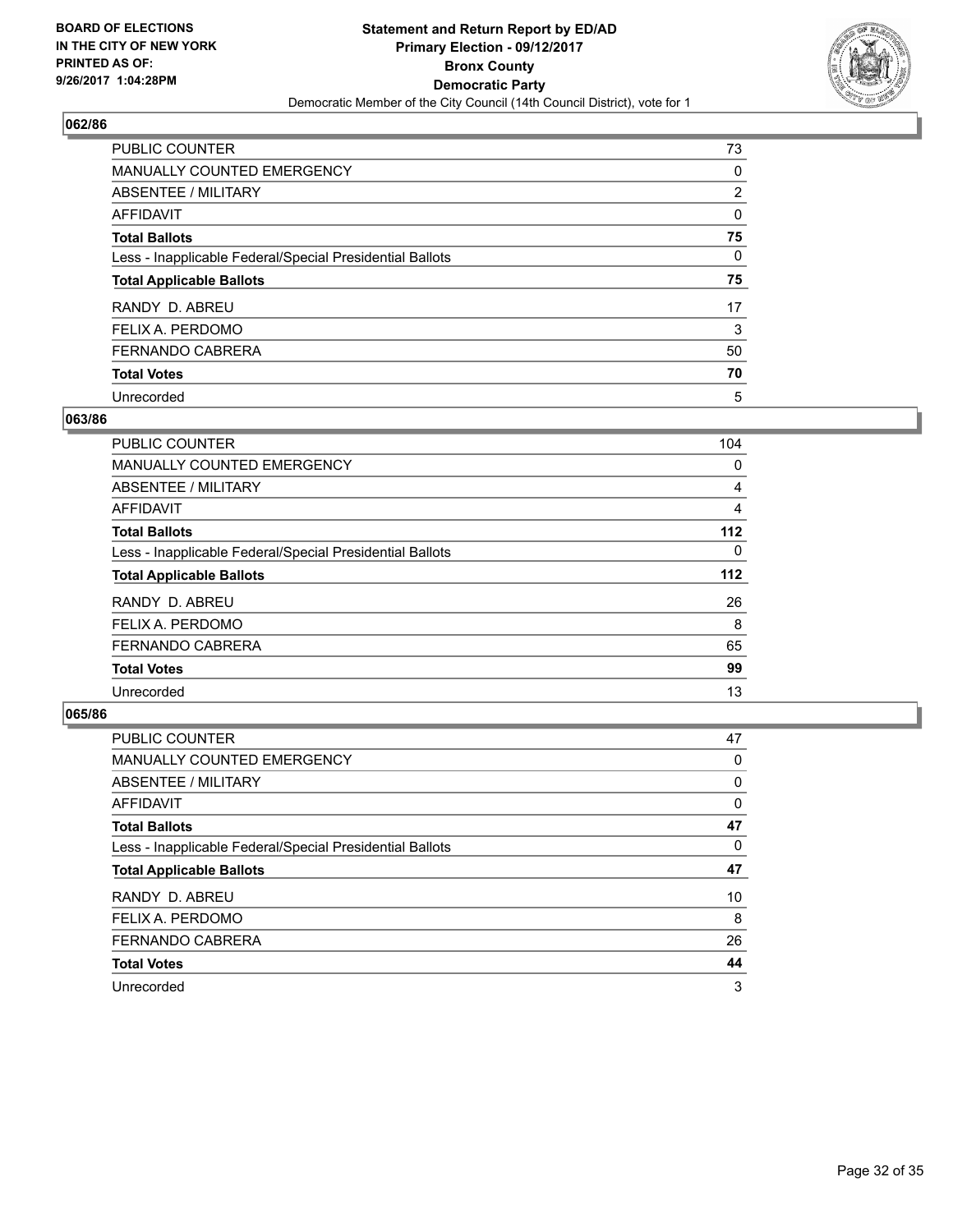**BOARD OF ELECTIONS IN THE CITY OF NEW YORK PRINTED AS OF: 9/26/2017 1:04:28PM**

**Statement and Return Report by ED/AD**
**Primary Election - 09/12/2017**
**Bronx County**
**Democratic Party**
Democratic Member of the City Council (14th Council District), vote for 1

### 062/86

| | |
|---|---|
| PUBLIC COUNTER | 73 |
| MANUALLY COUNTED EMERGENCY | 0 |
| ABSENTEE / MILITARY | 2 |
| AFFIDAVIT | 0 |
| **Total Ballots** | **75** |
| Less - Inapplicable Federal/Special Presidential Ballots | 0 |
| **Total Applicable Ballots** | **75** |
| RANDY D. ABREU | 17 |
| FELIX A. PERDOMO | 3 |
| FERNANDO CABRERA | 50 |
| **Total Votes** | **70** |
| Unrecorded | 5 |

### 063/86

| | |
|---|---|
| PUBLIC COUNTER | 104 |
| MANUALLY COUNTED EMERGENCY | 0 |
| ABSENTEE / MILITARY | 4 |
| AFFIDAVIT | 4 |
| **Total Ballots** | **112** |
| Less - Inapplicable Federal/Special Presidential Ballots | 0 |
| **Total Applicable Ballots** | **112** |
| RANDY D. ABREU | 26 |
| FELIX A. PERDOMO | 8 |
| FERNANDO CABRERA | 65 |
| **Total Votes** | **99** |
| Unrecorded | 13 |

### 065/86

| | |
|---|---|
| PUBLIC COUNTER | 47 |
| MANUALLY COUNTED EMERGENCY | 0 |
| ABSENTEE / MILITARY | 0 |
| AFFIDAVIT | 0 |
| **Total Ballots** | **47** |
| Less - Inapplicable Federal/Special Presidential Ballots | 0 |
| **Total Applicable Ballots** | **47** |
| RANDY D. ABREU | 10 |
| FELIX A. PERDOMO | 8 |
| FERNANDO CABRERA | 26 |
| **Total Votes** | **44** |
| Unrecorded | 3 |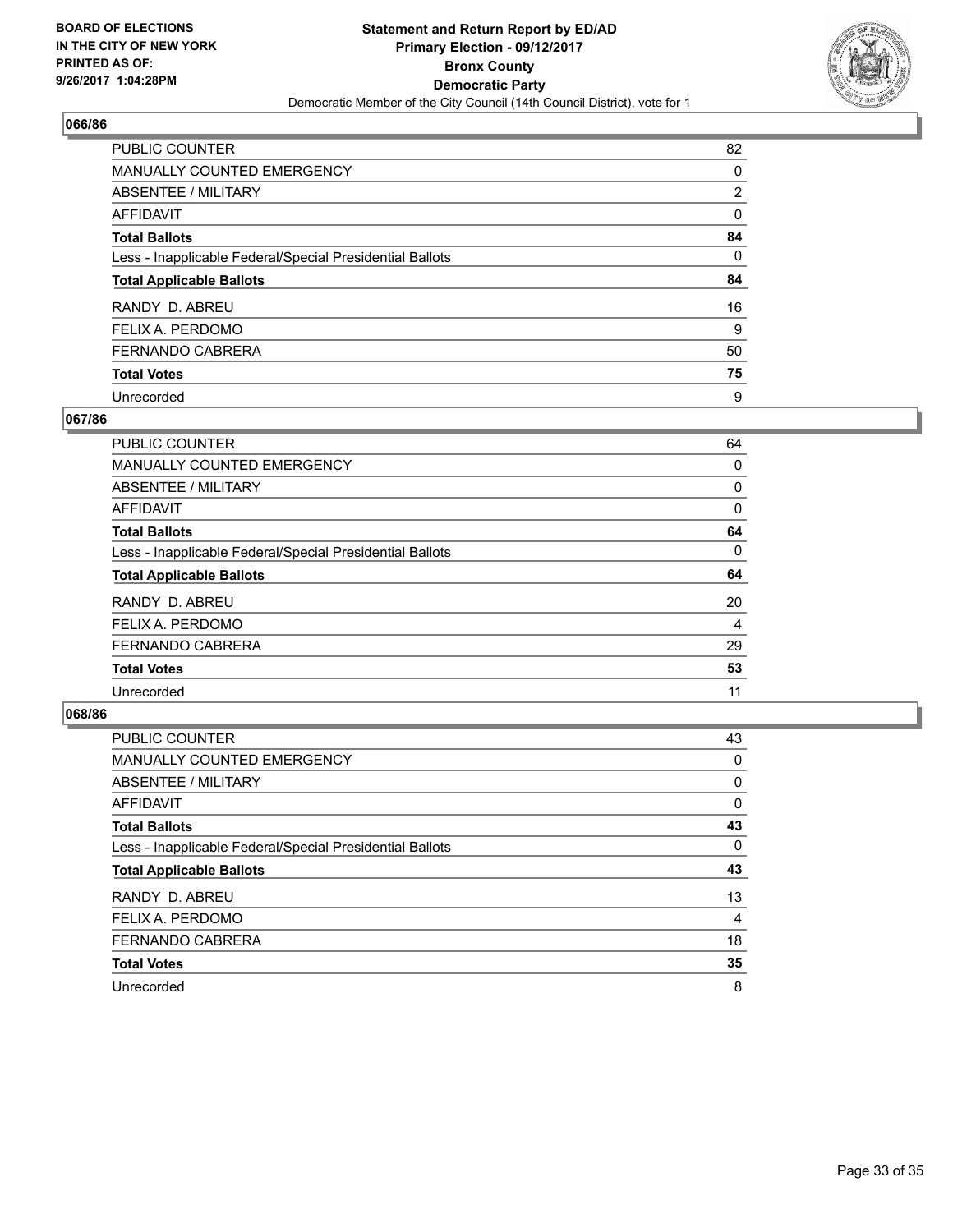**BOARD OF ELECTIONS IN THE CITY OF NEW YORK PRINTED AS OF: 9/26/2017 1:04:28PM**

**Statement and Return Report by ED/AD**
**Primary Election - 09/12/2017**
**Bronx County**
**Democratic Party**
Democratic Member of the City Council (14th Council District), vote for 1

## 066/86

| | |
|---|---|
| PUBLIC COUNTER | 82 |
| MANUALLY COUNTED EMERGENCY | 0 |
| ABSENTEE / MILITARY | 2 |
| AFFIDAVIT | 0 |
| **Total Ballots** | **84** |
| Less - Inapplicable Federal/Special Presidential Ballots | 0 |
| **Total Applicable Ballots** | **84** |
| RANDY D. ABREU | 16 |
| FELIX A. PERDOMO | 9 |
| FERNANDO CABRERA | 50 |
| **Total Votes** | **75** |
| Unrecorded | 9 |

## 067/86

| | |
|---|---|
| PUBLIC COUNTER | 64 |
| MANUALLY COUNTED EMERGENCY | 0 |
| ABSENTEE / MILITARY | 0 |
| AFFIDAVIT | 0 |
| **Total Ballots** | **64** |
| Less - Inapplicable Federal/Special Presidential Ballots | 0 |
| **Total Applicable Ballots** | **64** |
| RANDY D. ABREU | 20 |
| FELIX A. PERDOMO | 4 |
| FERNANDO CABRERA | 29 |
| **Total Votes** | **53** |
| Unrecorded | 11 |

## 068/86

| | |
|---|---|
| PUBLIC COUNTER | 43 |
| MANUALLY COUNTED EMERGENCY | 0 |
| ABSENTEE / MILITARY | 0 |
| AFFIDAVIT | 0 |
| **Total Ballots** | **43** |
| Less - Inapplicable Federal/Special Presidential Ballots | 0 |
| **Total Applicable Ballots** | **43** |
| RANDY D. ABREU | 13 |
| FELIX A. PERDOMO | 4 |
| FERNANDO CABRERA | 18 |
| **Total Votes** | **35** |
| Unrecorded | 8 |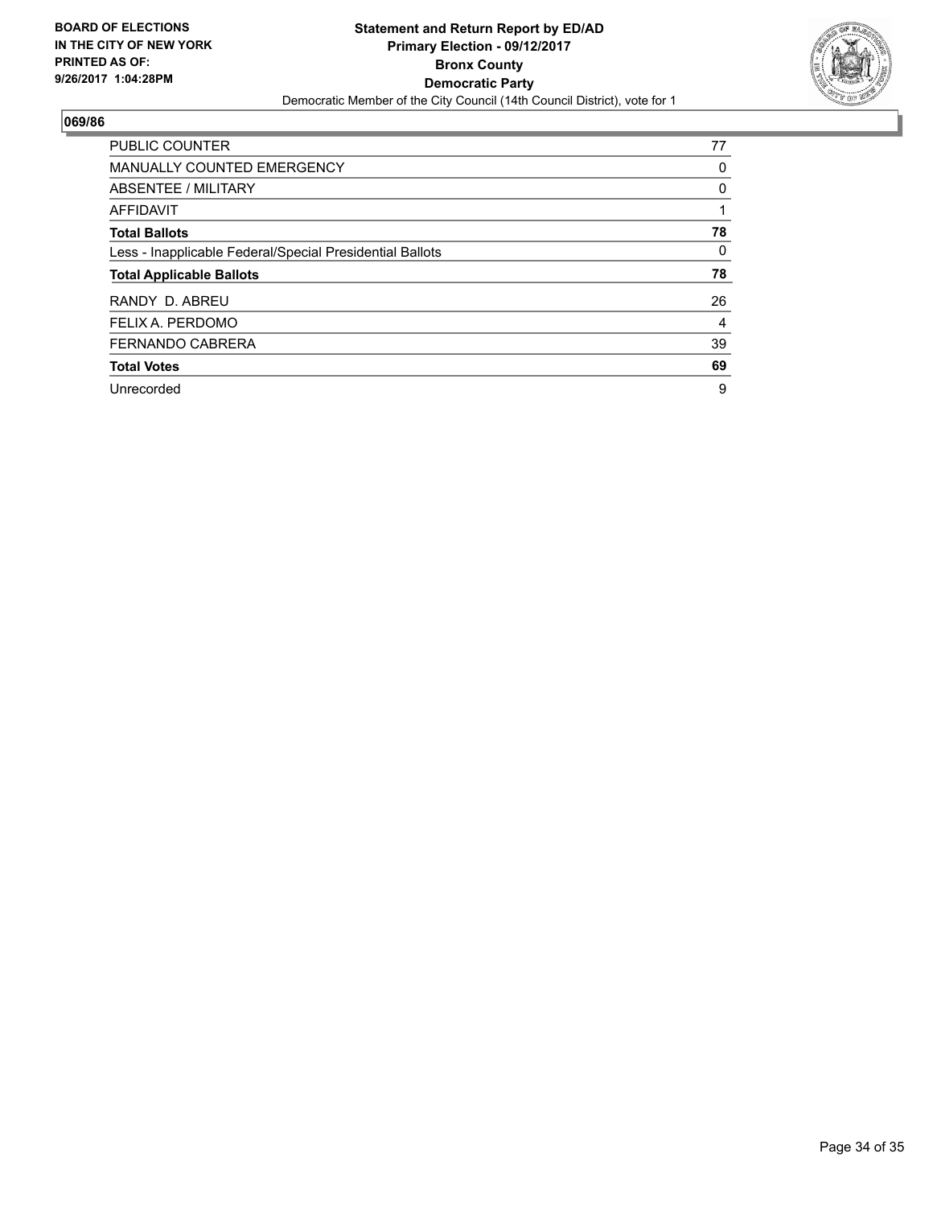**BOARD OF ELECTIONS IN THE CITY OF NEW YORK PRINTED AS OF: 9/26/2017 1:04:28PM**

**Statement and Return Report by ED/AD**
**Primary Election - 09/12/2017**
**Bronx County**
**Democratic Party**
Democratic Member of the City Council (14th Council District), vote for 1

## 069/86

| | |
|---|---|
| PUBLIC COUNTER | 77 |
| MANUALLY COUNTED EMERGENCY | 0 |
| ABSENTEE / MILITARY | 0 |
| AFFIDAVIT | 1 |
| **Total Ballots** | **78** |
| Less - Inapplicable Federal/Special Presidential Ballots | 0 |
| **Total Applicable Ballots** | **78** |
| RANDY D. ABREU | 26 |
| FELIX A. PERDOMO | 4 |
| FERNANDO CABRERA | 39 |
| **Total Votes** | **69** |
| Unrecorded | 9 |